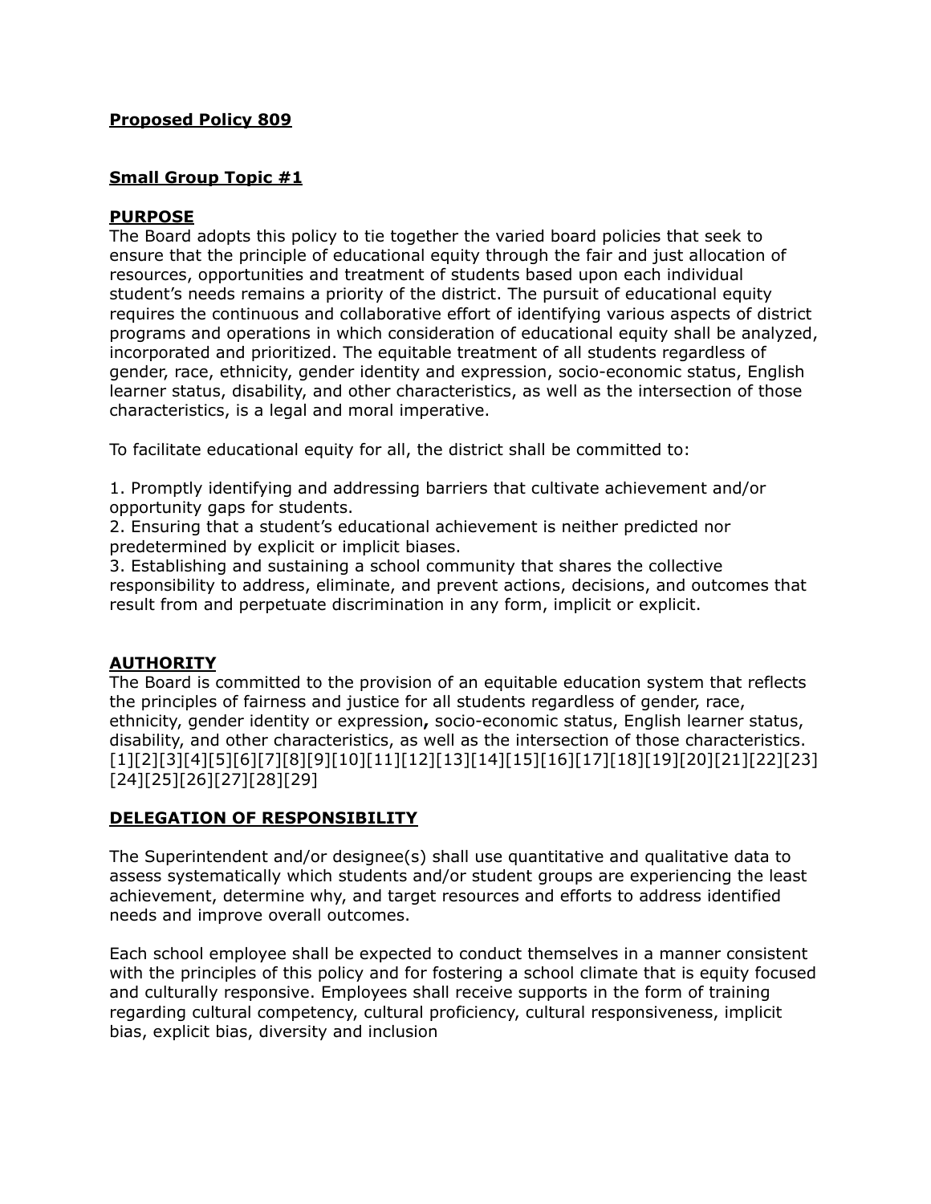**Proposed Policy 809**

**Small Group Topic #1**

**PURPOSE**

The Board adopts this policy to tie together the varied board policies that seek to ensure that the principle of educational equity through the fair and just allocation of resources, opportunities and treatment of students based upon each individual student's needs remains a priority of the district. The pursuit of educational equity requires the continuous and collaborative effort of identifying various aspects of district programs and operations in which consideration of educational equity shall be analyzed, incorporated and prioritized. The equitable treatment of all students regardless of gender, race, ethnicity, gender identity and expression, socio-economic status, English learner status, disability, and other characteristics, as well as the intersection of those characteristics, is a legal and moral imperative.

To facilitate educational equity for all, the district shall be committed to:

1. Promptly identifying and addressing barriers that cultivate achievement and/or opportunity gaps for students.
2. Ensuring that a student's educational achievement is neither predicted nor predetermined by explicit or implicit biases.
3. Establishing and sustaining a school community that shares the collective responsibility to address, eliminate, and prevent actions, decisions, and outcomes that result from and perpetuate discrimination in any form, implicit or explicit.

**AUTHORITY**

The Board is committed to the provision of an equitable education system that reflects the principles of fairness and justice for all students regardless of gender, race, ethnicity, gender identity or expression**,** socio-economic status, English learner status, disability, and other characteristics, as well as the intersection of those characteristics. [1][2][3][4][5][6][7][8][9][10][11][12][13][14][15][16][17][18][19][20][21][22][23][24][25][26][27][28][29]

**DELEGATION OF RESPONSIBILITY**

The Superintendent and/or designee(s) shall use quantitative and qualitative data to assess systematically which students and/or student groups are experiencing the least achievement, determine why, and target resources and efforts to address identified needs and improve overall outcomes.

Each school employee shall be expected to conduct themselves in a manner consistent with the principles of this policy and for fostering a school climate that is equity focused and culturally responsive. Employees shall receive supports in the form of training regarding cultural competency, cultural proficiency, cultural responsiveness, implicit bias, explicit bias, diversity and inclusion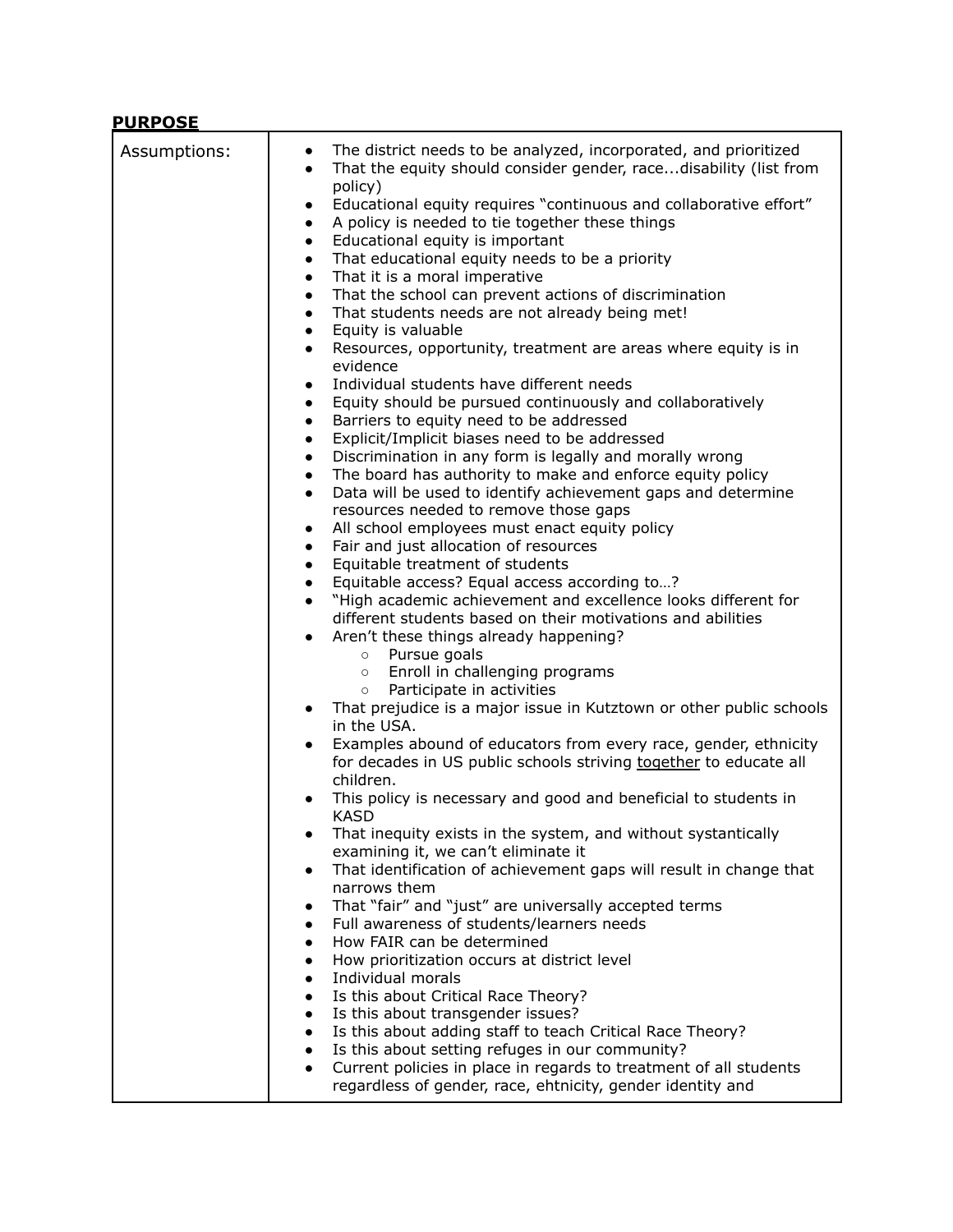**PURPOSE**

| Assumptions: | <ul><li>The district needs to be analyzed, incorporated, and prioritized</li><li>That the equity should consider gender, race...disability (list from policy)</li><li>Educational equity requires "continuous and collaborative effort"</li><li>A policy is needed to tie together these things</li><li>Educational equity is important</li><li>That educational equity needs to be a priority</li><li>That it is a moral imperative</li><li>That the school can prevent actions of discrimination</li><li>That students needs are not already being met!</li><li>Equity is valuable</li><li>Resources, opportunity, treatment are areas where equity is in evidence</li><li>Individual students have different needs</li><li>Equity should be pursued continuously and collaboratively</li><li>Barriers to equity need to be addressed</li><li>Explicit/Implicit biases need to be addressed</li><li>Discrimination in any form is legally and morally wrong</li><li>The board has authority to make and enforce equity policy</li><li>Data will be used to identify achievement gaps and determine resources needed to remove those gaps</li><li>All school employees must enact equity policy</li><li>Fair and just allocation of resources</li><li>Equitable treatment of students</li><li>Equitable access? Equal access according to…?</li><li>"High academic achievement and excellence looks different for different students based on their motivations and abilities</li><li>Aren't these things already happening?<ul><li>Pursue goals</li><li>Enroll in challenging programs</li><li>Participate in activities</li></ul></li><li>That prejudice is a major issue in Kutztown or other public schools in the USA.</li><li>Examples abound of educators from every race, gender, ethnicity for decades in US public schools striving <u>together</u> to educate all children.</li><li>This policy is necessary and good and beneficial to students in KASD</li><li>That inequity exists in the system, and without systantically examining it, we can't eliminate it</li><li>That identification of achievement gaps will result in change that narrows them</li><li>That "fair" and "just" are universally accepted terms</li><li>Full awareness of students/learners needs</li><li>How FAIR can be determined</li><li>How prioritization occurs at district level</li><li>Individual morals</li><li>Is this about Critical Race Theory?</li><li>Is this about transgender issues?</li><li>Is this about adding staff to teach Critical Race Theory?</li><li>Is this about setting refuges in our community?</li><li>Current policies in place in regards to treatment of all students regardless of gender, race, ehtnicity, gender identity and</li></ul> |
|---|---|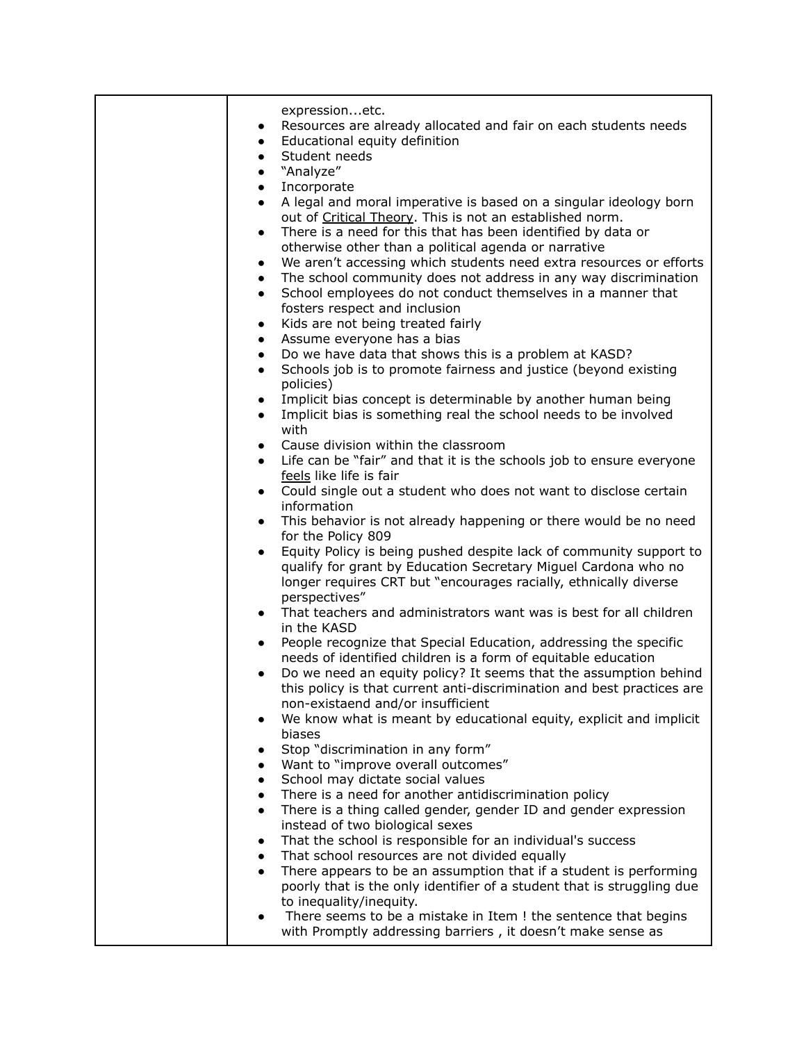|  | expression...etc.<br>• Resources are already allocated and fair on each students needs<br>• Educational equity definition<br>• Student needs<br>• "Analyze"<br>• Incorporate<br>• A legal and moral imperative is based on a singular ideology born out of <u>Critical Theory</u>. This is not an established norm.<br>• There is a need for this that has been identified by data or otherwise other than a political agenda or narrative<br>• We aren't accessing which students need extra resources or efforts<br>• The school community does not address in any way discrimination<br>• School employees do not conduct themselves in a manner that fosters respect and inclusion<br>• Kids are not being treated fairly<br>• Assume everyone has a bias<br>• Do we have data that shows this is a problem at KASD?<br>• Schools job is to promote fairness and justice (beyond existing policies)<br>• Implicit bias concept is determinable by another human being<br>• Implicit bias is something real the school needs to be involved with<br>• Cause division within the classroom<br>• Life can be "fair" and that it is the schools job to ensure everyone <u>feels</u> like life is fair<br>• Could single out a student who does not want to disclose certain information<br>• This behavior is not already happening or there would be no need for the Policy 809<br>• Equity Policy is being pushed despite lack of community support to qualify for grant by Education Secretary Miguel Cardona who no longer requires CRT but "encourages racially, ethnically diverse perspectives"<br>• That teachers and administrators want was is best for all children in the KASD<br>• People recognize that Special Education, addressing the specific needs of identified children is a form of equitable education<br>• Do we need an equity policy? It seems that the assumption behind this policy is that current anti-discrimination and best practices are non-existaend and/or insufficient<br>• We know what is meant by educational equity, explicit and implicit biases<br>• Stop "discrimination in any form"<br>• Want to "improve overall outcomes"<br>• School may dictate social values<br>• There is a need for another antidiscrimination policy<br>• There is a thing called gender, gender ID and gender expression instead of two biological sexes<br>• That the school is responsible for an individual's success<br>• That school resources are not divided equally<br>• There appears to be an assumption that if a student is performing poorly that is the only identifier of a student that is struggling due to inequality/inequity.<br>• There seems to be a mistake in Item ! the sentence that begins with Promptly addressing barriers , it doesn't make sense as |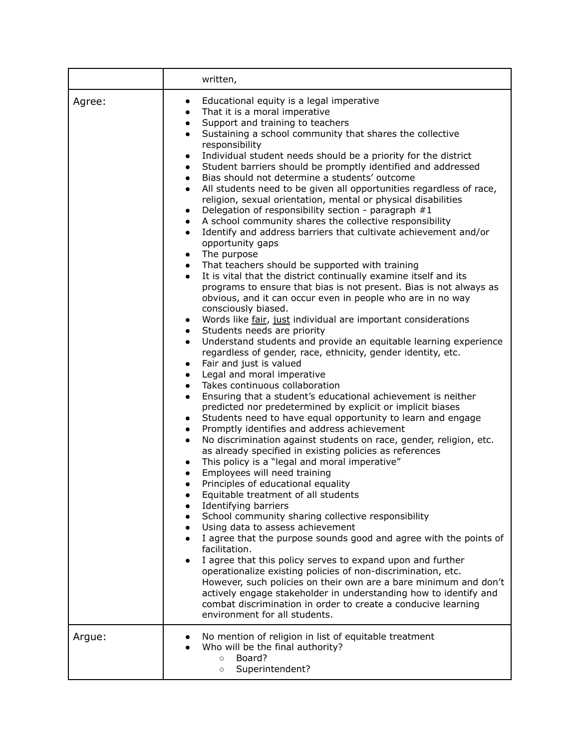| | |
|---|---|
| | written, |
| Agree: | <ul><li>Educational equity is a legal imperative</li><li>That it is a moral imperative</li><li>Support and training to teachers</li><li>Sustaining a school community that shares the collective responsibility</li><li>Individual student needs should be a priority for the district</li><li>Student barriers should be promptly identified and addressed</li><li>Bias should not determine a students' outcome</li><li>All students need to be given all opportunities regardless of race, religion, sexual orientation, mental or physical disabilities</li><li>Delegation of responsibility section - paragraph #1</li><li>A school community shares the collective responsibility</li><li>Identify and address barriers that cultivate achievement and/or opportunity gaps</li><li>The purpose</li><li>That teachers should be supported with training</li><li>It is vital that the district continually examine itself and its programs to ensure that bias is not present. Bias is not always as obvious, and it can occur even in people who are in no way consciously biased.</li><li>Words like <u>fair</u>, <u>just</u> individual are important considerations</li><li>Students needs are priority</li><li>Understand students and provide an equitable learning experience regardless of gender, race, ethnicity, gender identity, etc.</li><li>Fair and just is valued</li><li>Legal and moral imperative</li><li>Takes continuous collaboration</li><li>Ensuring that a student's educational achievement is neither predicted nor predetermined by explicit or implicit biases</li><li>Students need to have equal opportunity to learn and engage</li><li>Promptly identifies and address achievement</li><li>No discrimination against students on race, gender, religion, etc. as already specified in existing policies as references</li><li>This policy is a "legal and moral imperative"</li><li>Employees will need training</li><li>Principles of educational equality</li><li>Equitable treatment of all students</li><li>Identifying barriers</li><li>School community sharing collective responsibility</li><li>Using data to assess achievement</li><li>I agree that the purpose sounds good and agree with the points of facilitation.</li><li>I agree that this policy serves to expand upon and further operationalize existing policies of non-discrimination, etc. However, such policies on their own are a bare minimum and don't actively engage stakeholder in understanding how to identify and combat discrimination in order to create a conducive learning environment for all students.</li></ul> |
| Argue: | <ul><li>No mention of religion in list of equitable treatment</li><li>Who will be the final authority?<ul><li>Board?</li><li>Superintendent?</li></ul></li></ul> |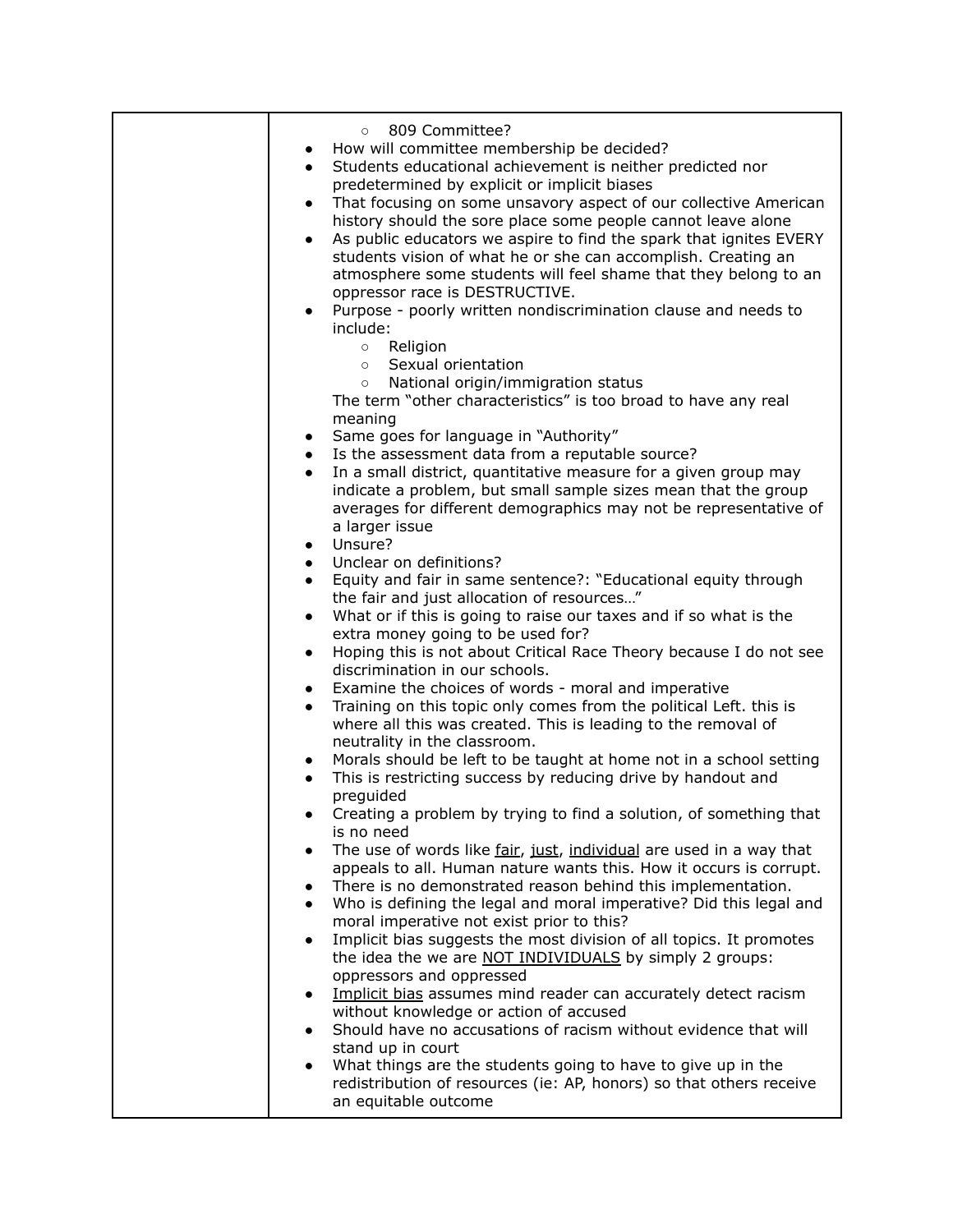| | |
|---|---|
| | - 809 Committee?<br>• How will committee membership be decided?<br>• Students educational achievement is neither predicted nor predetermined by explicit or implicit biases<br>• That focusing on some unsavory aspect of our collective American history should the sore place some people cannot leave alone<br>• As public educators we aspire to find the spark that ignites EVERY students vision of what he or she can accomplish. Creating an atmosphere some students will feel shame that they belong to an oppressor race is DESTRUCTIVE.<br>• Purpose - poorly written nondiscrimination clause and needs to include:<br>  - Religion<br>  - Sexual orientation<br>  - National origin/immigration status<br>The term "other characteristics" is too broad to have any real meaning<br>• Same goes for language in "Authority"<br>• Is the assessment data from a reputable source?<br>• In a small district, quantitative measure for a given group may indicate a problem, but small sample sizes mean that the group averages for different demographics may not be representative of a larger issue<br>• Unsure?<br>• Unclear on definitions?<br>• Equity and fair in same sentence?: "Educational equity through the fair and just allocation of resources…"<br>• What or if this is going to raise our taxes and if so what is the extra money going to be used for?<br>• Hoping this is not about Critical Race Theory because I do not see discrimination in our schools.<br>• Examine the choices of words - moral and imperative<br>• Training on this topic only comes from the political Left. this is where all this was created. This is leading to the removal of neutrality in the classroom.<br>• Morals should be left to be taught at home not in a school setting<br>• This is restricting success by reducing drive by handout and preguided<br>• Creating a problem by trying to find a solution, of something that is no need<br>• The use of words like <u>fair</u>, <u>just</u>, <u>individual</u> are used in a way that appeals to all. Human nature wants this. How it occurs is corrupt.<br>• There is no demonstrated reason behind this implementation.<br>• Who is defining the legal and moral imperative? Did this legal and moral imperative not exist prior to this?<br>• Implicit bias suggests the most division of all topics. It promotes the idea the we are <u>NOT INDIVIDUALS</u> by simply 2 groups: oppressors and oppressed<br>• <u>Implicit bias</u> assumes mind reader can accurately detect racism without knowledge or action of accused<br>• Should have no accusations of racism without evidence that will stand up in court<br>• What things are the students going to have to give up in the redistribution of resources (ie: AP, honors) so that others receive an equitable outcome |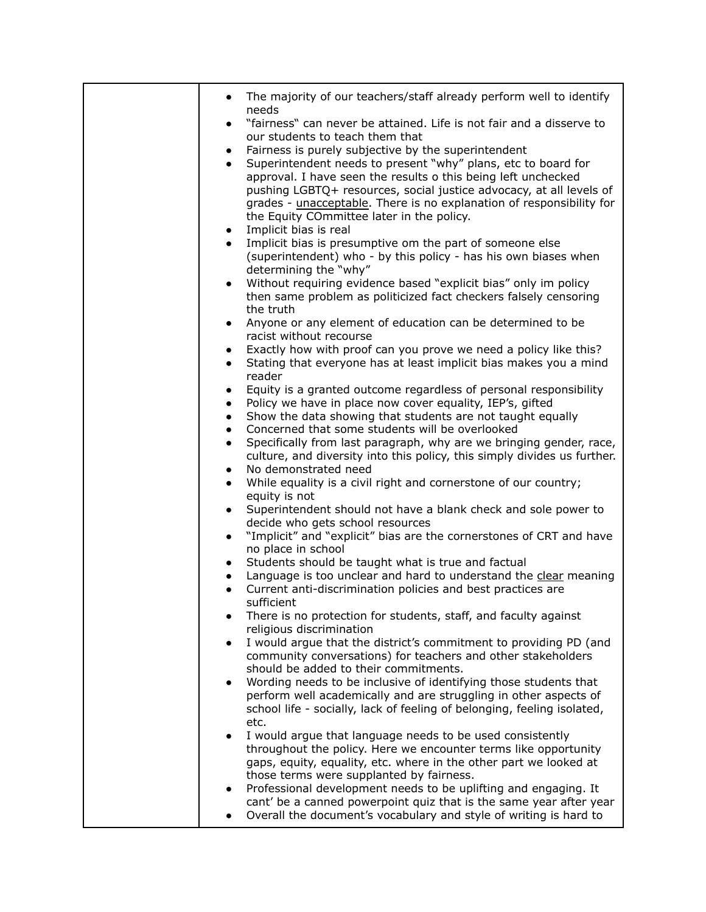| | |
|---|---|
| | <ul><li>The majority of our teachers/staff already perform well to identify needs</li><li>"fairness" can never be attained. Life is not fair and a disserve to our students to teach them that</li><li>Fairness is purely subjective by the superintendent</li><li>Superintendent needs to present "why" plans, etc to board for approval. I have seen the results o this being left unchecked pushing LGBTQ+ resources, social justice advocacy, at all levels of grades - <u>unacceptable</u>. There is no explanation of responsibility for the Equity COmmittee later in the policy.</li><li>Implicit bias is real</li><li>Implicit bias is presumptive om the part of someone else (superintendent) who - by this policy - has his own biases when determining the "why"</li><li>Without requiring evidence based "explicit bias" only im policy then same problem as politicized fact checkers falsely censoring the truth</li><li>Anyone or any element of education can be determined to be racist without recourse</li><li>Exactly how with proof can you prove we need a policy like this?</li><li>Stating that everyone has at least implicit bias makes you a mind reader</li><li>Equity is a granted outcome regardless of personal responsibility</li><li>Policy we have in place now cover equality, IEP's, gifted</li><li>Show the data showing that students are not taught equally</li><li>Concerned that some students will be overlooked</li><li>Specifically from last paragraph, why are we bringing gender, race, culture, and diversity into this policy, this simply divides us further.</li><li>No demonstrated need</li><li>While equality is a civil right and cornerstone of our country; equity is not</li><li>Superintendent should not have a blank check and sole power to decide who gets school resources</li><li>"Implicit" and "explicit" bias are the cornerstones of CRT and have no place in school</li><li>Students should be taught what is true and factual</li><li>Language is too unclear and hard to understand the <u>clear</u> meaning</li><li>Current anti-discrimination policies and best practices are sufficient</li><li>There is no protection for students, staff, and faculty against religious discrimination</li><li>I would argue that the district's commitment to providing PD (and community conversations) for teachers and other stakeholders should be added to their commitments.</li><li>Wording needs to be inclusive of identifying those students that perform well academically and are struggling in other aspects of school life - socially, lack of feeling of belonging, feeling isolated, etc.</li><li>I would argue that language needs to be used consistently throughout the policy. Here we encounter terms like opportunity gaps, equity, equality, etc. where in the other part we looked at those terms were supplanted by fairness.</li><li>Professional development needs to be uplifting and engaging. It cant' be a canned powerpoint quiz that is the same year after year</li><li>Overall the document's vocabulary and style of writing is hard to</li></ul> |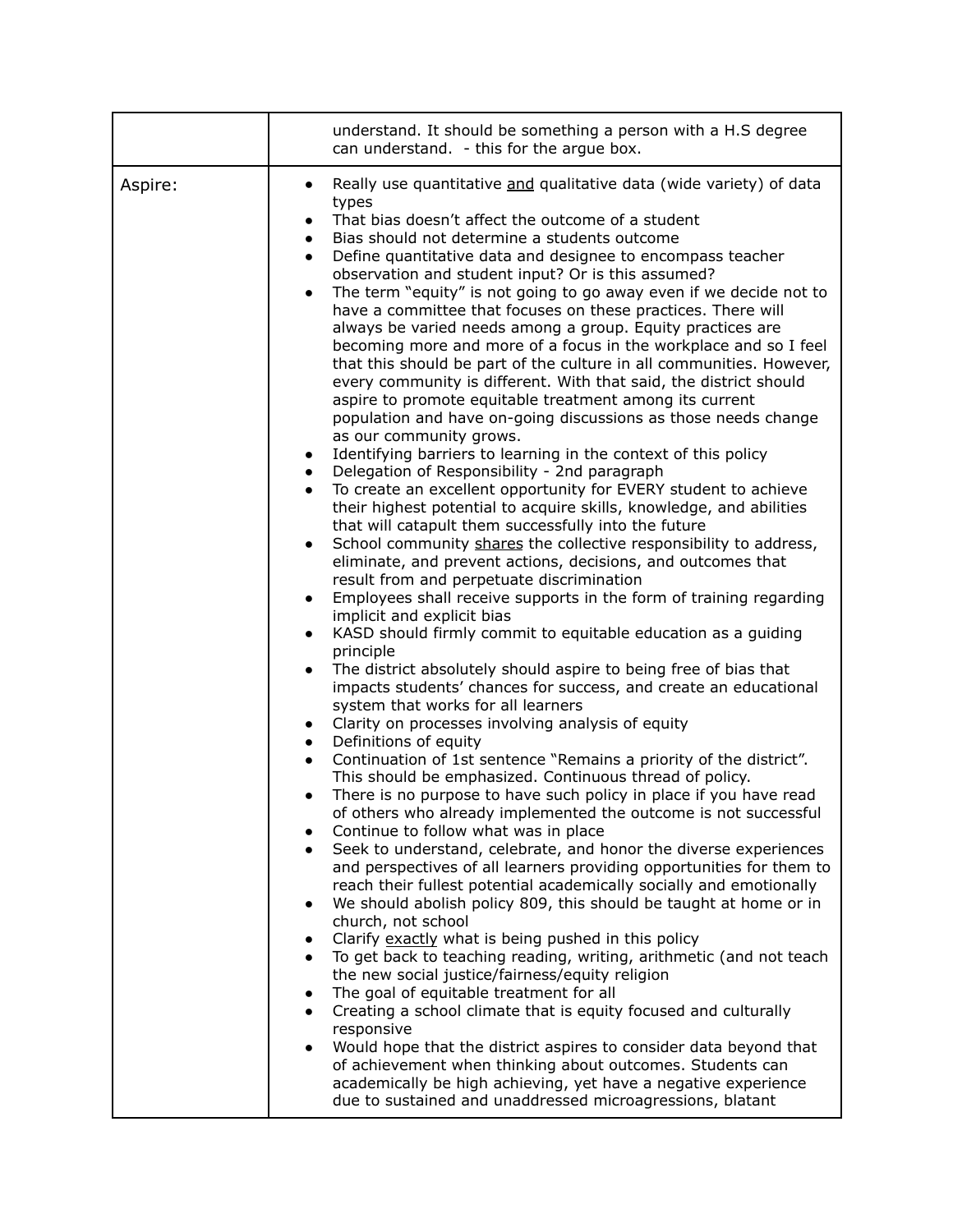| | |
|---|---|
| | understand. It should be something a person with a H.S degree can understand. - this for the argue box. |
| Aspire: | • Really use quantitative and qualitative data (wide variety) of data types<br>• That bias doesn't affect the outcome of a student<br>• Bias should not determine a students outcome<br>• Define quantitative data and designee to encompass teacher observation and student input? Or is this assumed?<br>• The term "equity" is not going to go away even if we decide not to have a committee that focuses on these practices. There will always be varied needs among a group. Equity practices are becoming more and more of a focus in the workplace and so I feel that this should be part of the culture in all communities. However, every community is different. With that said, the district should aspire to promote equitable treatment among its current population and have on-going discussions as those needs change as our community grows.<br>• Identifying barriers to learning in the context of this policy<br>• Delegation of Responsibility - 2nd paragraph<br>• To create an excellent opportunity for EVERY student to achieve their highest potential to acquire skills, knowledge, and abilities that will catapult them successfully into the future<br>• School community shares the collective responsibility to address, eliminate, and prevent actions, decisions, and outcomes that result from and perpetuate discrimination<br>• Employees shall receive supports in the form of training regarding implicit and explicit bias<br>• KASD should firmly commit to equitable education as a guiding principle<br>• The district absolutely should aspire to being free of bias that impacts students' chances for success, and create an educational system that works for all learners<br>• Clarity on processes involving analysis of equity<br>• Definitions of equity<br>• Continuation of 1st sentence "Remains a priority of the district". This should be emphasized. Continuous thread of policy.<br>• There is no purpose to have such policy in place if you have read of others who already implemented the outcome is not successful<br>• Continue to follow what was in place<br>• Seek to understand, celebrate, and honor the diverse experiences and perspectives of all learners providing opportunities for them to reach their fullest potential academically socially and emotionally<br>• We should abolish policy 809, this should be taught at home or in church, not school<br>• Clarify exactly what is being pushed in this policy<br>• To get back to teaching reading, writing, arithmetic (and not teach the new social justice/fairness/equity religion<br>• The goal of equitable treatment for all<br>• Creating a school climate that is equity focused and culturally responsive<br>• Would hope that the district aspires to consider data beyond that of achievement when thinking about outcomes. Students can academically be high achieving, yet have a negative experience due to sustained and unaddressed microagressions, blatant |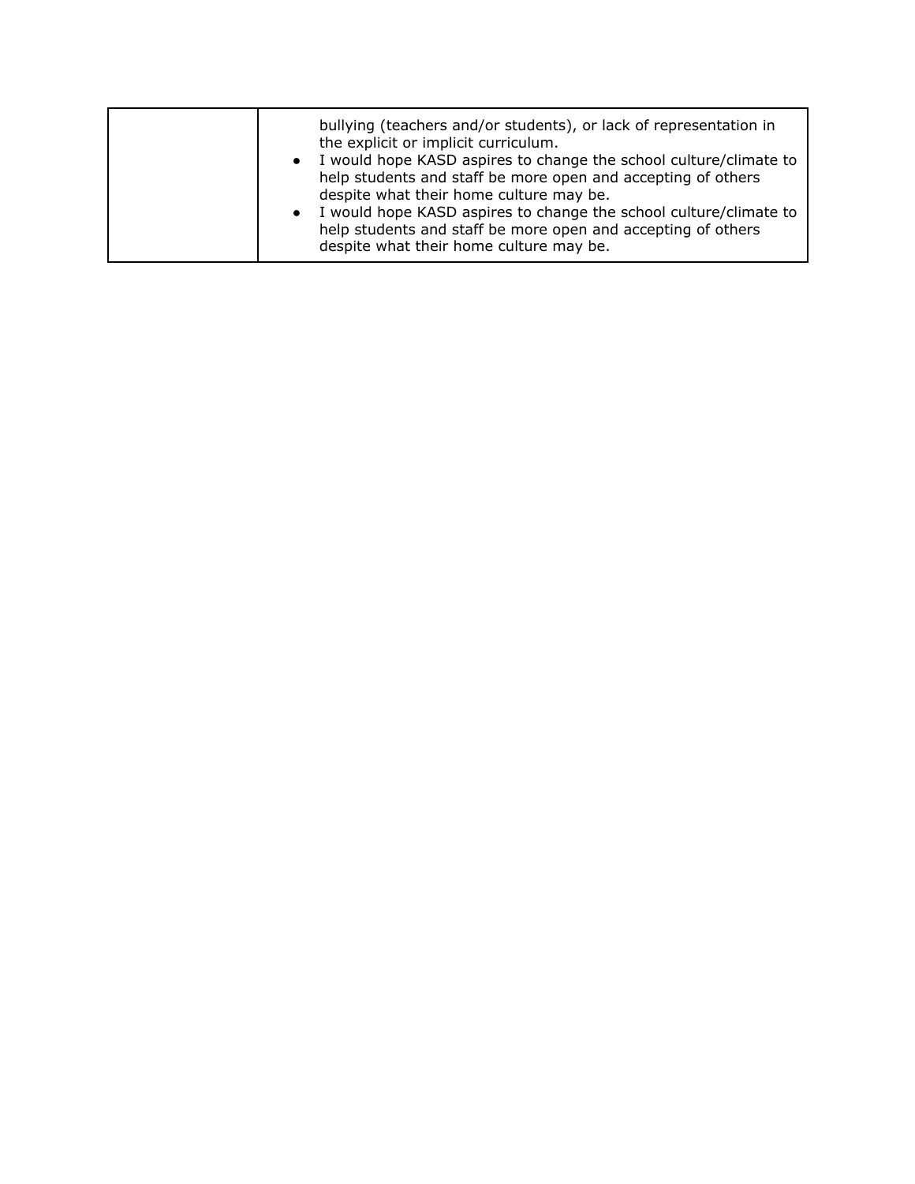| | |
|---|---|
| | bullying (teachers and/or students), or lack of representation in the explicit or implicit curriculum.<br>• I would hope KASD aspires to change the school culture/climate to help students and staff be more open and accepting of others despite what their home culture may be.<br>• I would hope KASD aspires to change the school culture/climate to help students and staff be more open and accepting of others despite what their home culture may be. |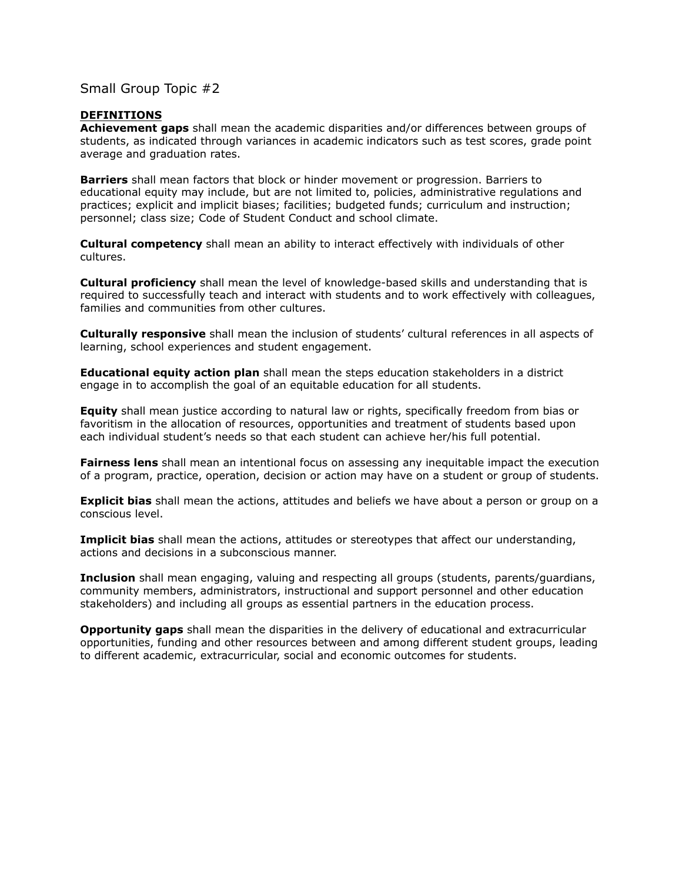Small Group Topic #2

## DEFINITIONS

**Achievement gaps** shall mean the academic disparities and/or differences between groups of students, as indicated through variances in academic indicators such as test scores, grade point average and graduation rates.

**Barriers** shall mean factors that block or hinder movement or progression. Barriers to educational equity may include, but are not limited to, policies, administrative regulations and practices; explicit and implicit biases; facilities; budgeted funds; curriculum and instruction; personnel; class size; Code of Student Conduct and school climate.

**Cultural competency** shall mean an ability to interact effectively with individuals of other cultures.

**Cultural proficiency** shall mean the level of knowledge-based skills and understanding that is required to successfully teach and interact with students and to work effectively with colleagues, families and communities from other cultures.

**Culturally responsive** shall mean the inclusion of students' cultural references in all aspects of learning, school experiences and student engagement.

**Educational equity action plan** shall mean the steps education stakeholders in a district engage in to accomplish the goal of an equitable education for all students.

**Equity** shall mean justice according to natural law or rights, specifically freedom from bias or favoritism in the allocation of resources, opportunities and treatment of students based upon each individual student's needs so that each student can achieve her/his full potential.

**Fairness lens** shall mean an intentional focus on assessing any inequitable impact the execution of a program, practice, operation, decision or action may have on a student or group of students.

**Explicit bias** shall mean the actions, attitudes and beliefs we have about a person or group on a conscious level.

**Implicit bias** shall mean the actions, attitudes or stereotypes that affect our understanding, actions and decisions in a subconscious manner.

**Inclusion** shall mean engaging, valuing and respecting all groups (students, parents/guardians, community members, administrators, instructional and support personnel and other education stakeholders) and including all groups as essential partners in the education process.

**Opportunity gaps** shall mean the disparities in the delivery of educational and extracurricular opportunities, funding and other resources between and among different student groups, leading to different academic, extracurricular, social and economic outcomes for students.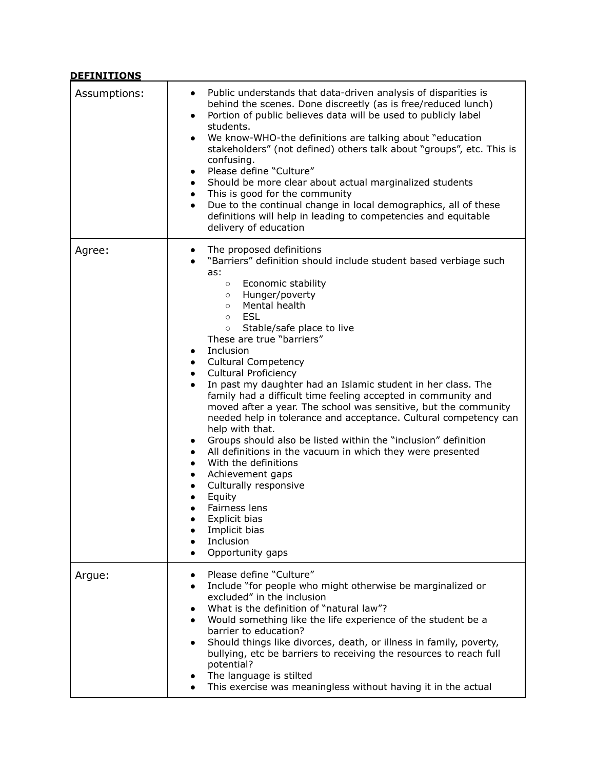**DEFINITIONS**

| | |
|---|---|
| Assumptions: | • Public understands that data-driven analysis of disparities is behind the scenes. Done discreetly (as is free/reduced lunch)<br>• Portion of public believes data will be used to publicly label students.<br>• We know-WHO-the definitions are talking about "education stakeholders" (not defined) others talk about "groups", etc. This is confusing.<br>• Please define "Culture"<br>• Should be more clear about actual marginalized students<br>• This is good for the community<br>• Due to the continual change in local demographics, all of these definitions will help in leading to competencies and equitable delivery of education |
| Agree: | • The proposed definitions<br>• "Barriers" definition should include student based verbiage such as:<br>  ○ Economic stability<br>  ○ Hunger/poverty<br>  ○ Mental health<br>  ○ ESL<br>  ○ Stable/safe place to live<br>These are true "barriers"<br>• Inclusion<br>• Cultural Competency<br>• Cultural Proficiency<br>• In past my daughter had an Islamic student in her class. The family had a difficult time feeling accepted in community and moved after a year. The school was sensitive, but the community needed help in tolerance and acceptance. Cultural competency can help with that.<br>• Groups should also be listed within the "inclusion" definition<br>• All definitions in the vacuum in which they were presented<br>• With the definitions<br>• Achievement gaps<br>• Culturally responsive<br>• Equity<br>• Fairness lens<br>• Explicit bias<br>• Implicit bias<br>• Inclusion<br>• Opportunity gaps |
| Argue: | • Please define "Culture"<br>• Include "for people who might otherwise be marginalized or excluded" in the inclusion<br>• What is the definition of "natural law"?<br>• Would something like the life experience of the student be a barrier to education?<br>• Should things like divorces, death, or illness in family, poverty, bullying, etc be barriers to receiving the resources to reach full potential?<br>• The language is stilted<br>• This exercise was meaningless without having it in the actual |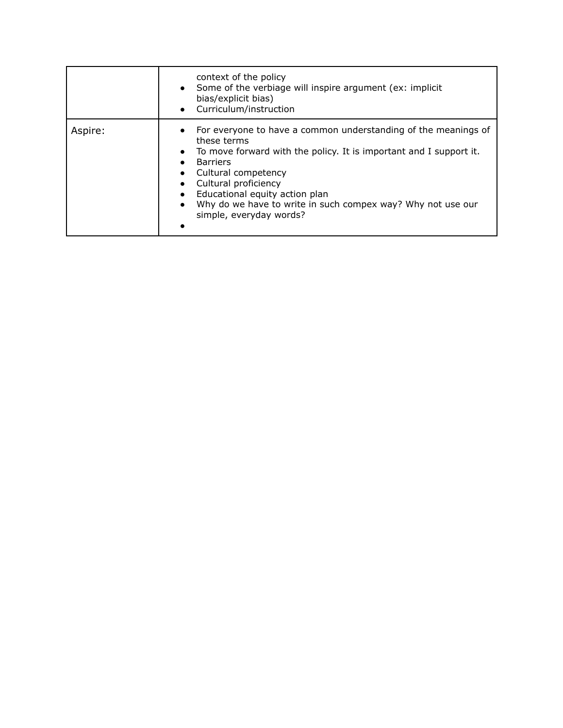| | |
|---|---|
| | context of the policy<br>• Some of the verbiage will inspire argument (ex: implicit bias/explicit bias)<br>• Curriculum/instruction |
| Aspire: | • For everyone to have a common understanding of the meanings of these terms<br>• To move forward with the policy. It is important and I support it.<br>• Barriers<br>• Cultural competency<br>• Cultural proficiency<br>• Educational equity action plan<br>• Why do we have to write in such compex way? Why not use our simple, everyday words?<br>• |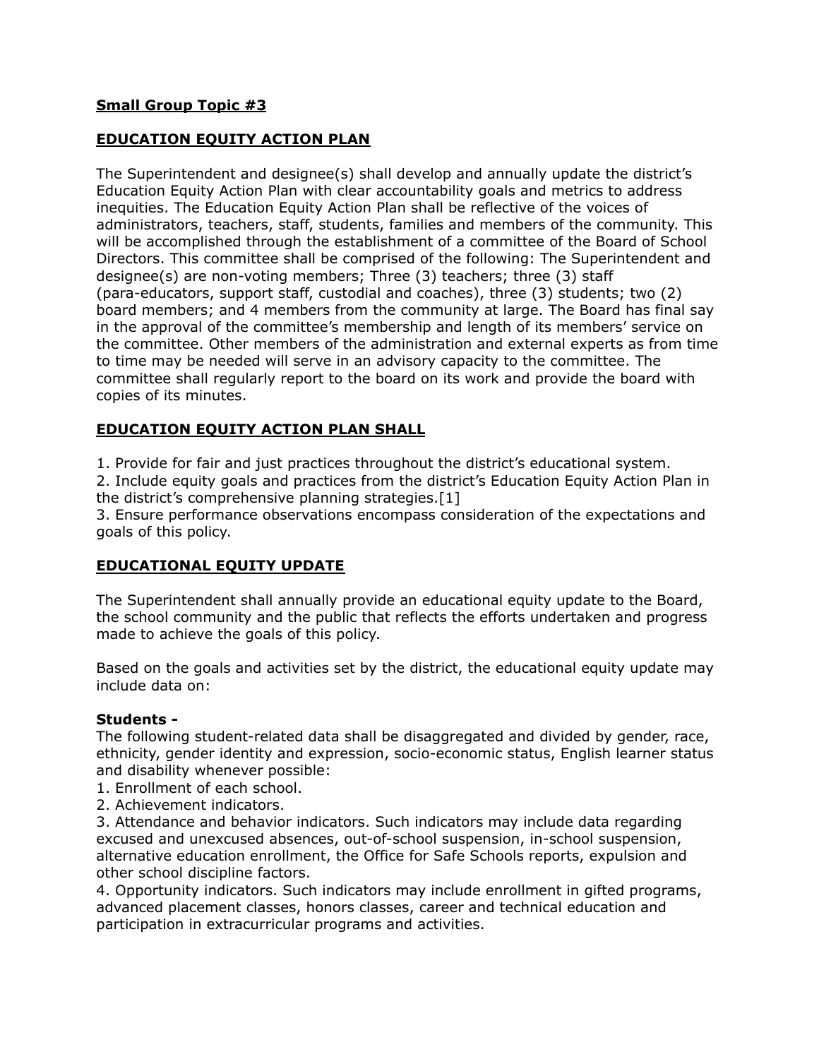**Small Group Topic #3**

**EDUCATION EQUITY ACTION PLAN**

The Superintendent and designee(s) shall develop and annually update the district's Education Equity Action Plan with clear accountability goals and metrics to address inequities. The Education Equity Action Plan shall be reflective of the voices of administrators, teachers, staff, students, families and members of the community. This will be accomplished through the establishment of a committee of the Board of School Directors. This committee shall be comprised of the following: The Superintendent and designee(s) are non-voting members; Three (3) teachers; three (3) staff (para-educators, support staff, custodial and coaches), three (3) students; two (2) board members; and 4 members from the community at large. The Board has final say in the approval of the committee's membership and length of its members' service on the committee. Other members of the administration and external experts as from time to time may be needed will serve in an advisory capacity to the committee. The committee shall regularly report to the board on its work and provide the board with copies of its minutes.

**EDUCATION EQUITY ACTION PLAN SHALL**

1. Provide for fair and just practices throughout the district's educational system.
2. Include equity goals and practices from the district's Education Equity Action Plan in the district's comprehensive planning strategies.[1]
3. Ensure performance observations encompass consideration of the expectations and goals of this policy.

**EDUCATIONAL EQUITY UPDATE**

The Superintendent shall annually provide an educational equity update to the Board, the school community and the public that reflects the efforts undertaken and progress made to achieve the goals of this policy.

Based on the goals and activities set by the district, the educational equity update may include data on:

**Students -**
The following student-related data shall be disaggregated and divided by gender, race, ethnicity, gender identity and expression, socio-economic status, English learner status and disability whenever possible:

1. Enrollment of each school.
2. Achievement indicators.
3. Attendance and behavior indicators. Such indicators may include data regarding excused and unexcused absences, out-of-school suspension, in-school suspension, alternative education enrollment, the Office for Safe Schools reports, expulsion and other school discipline factors.
4. Opportunity indicators. Such indicators may include enrollment in gifted programs, advanced placement classes, honors classes, career and technical education and participation in extracurricular programs and activities.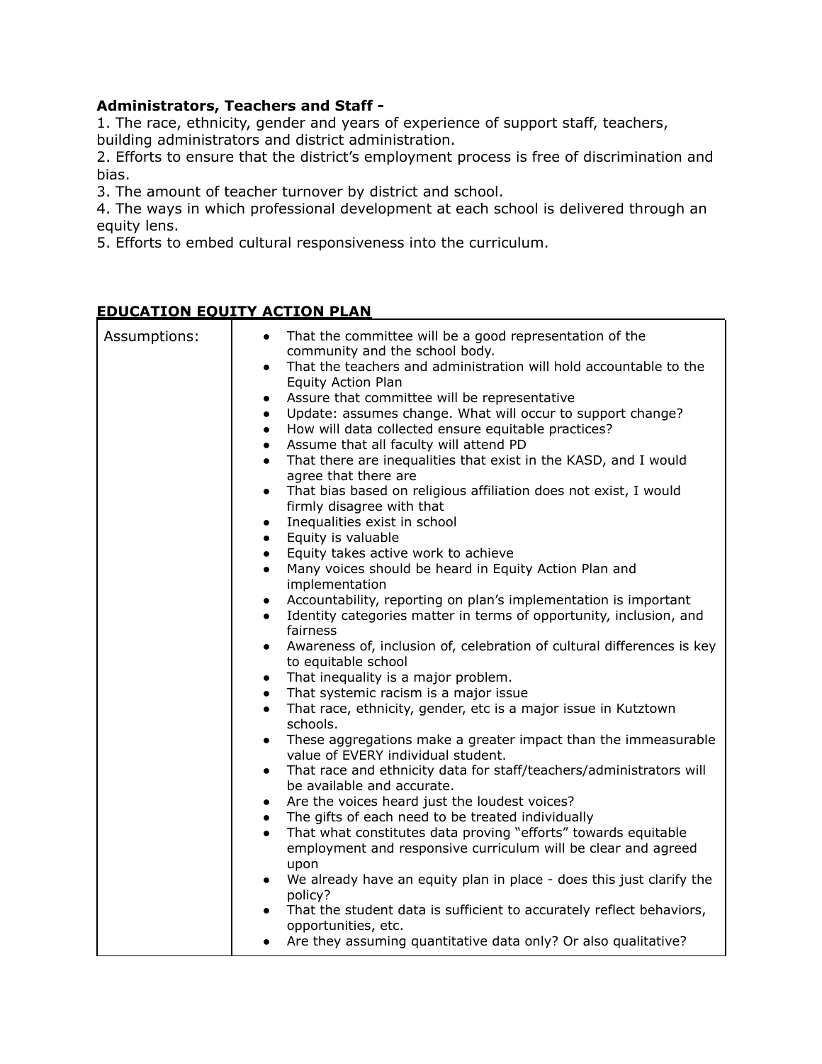**Administrators, Teachers and Staff -**

1. The race, ethnicity, gender and years of experience of support staff, teachers, building administrators and district administration.
2. Efforts to ensure that the district's employment process is free of discrimination and bias.
3. The amount of teacher turnover by district and school.
4. The ways in which professional development at each school is delivered through an equity lens.
5. Efforts to embed cultural responsiveness into the curriculum.

**<u>EDUCATION EQUITY ACTION PLAN</u>**

| Assumptions: | • That the committee will be a good representation of the community and the school body.<br>• That the teachers and administration will hold accountable to the Equity Action Plan<br>• Assure that committee will be representative<br>• Update: assumes change. What will occur to support change?<br>• How will data collected ensure equitable practices?<br>• Assume that all faculty will attend PD<br>• That there are inequalities that exist in the KASD, and I would agree that there are<br>• That bias based on religious affiliation does not exist, I would firmly disagree with that<br>• Inequalities exist in school<br>• Equity is valuable<br>• Equity takes active work to achieve<br>• Many voices should be heard in Equity Action Plan and implementation<br>• Accountability, reporting on plan's implementation is important<br>• Identity categories matter in terms of opportunity, inclusion, and fairness<br>• Awareness of, inclusion of, celebration of cultural differences is key to equitable school<br>• That inequality is a major problem.<br>• That systemic racism is a major issue<br>• That race, ethnicity, gender, etc is a major issue in Kutztown schools.<br>• These aggregations make a greater impact than the immeasurable value of EVERY individual student.<br>• That race and ethnicity data for staff/teachers/administrators will be available and accurate.<br>• Are the voices heard just the loudest voices?<br>• The gifts of each need to be treated individually<br>• That what constitutes data proving "efforts" towards equitable employment and responsive curriculum will be clear and agreed upon<br>• We already have an equity plan in place - does this just clarify the policy?<br>• That the student data is sufficient to accurately reflect behaviors, opportunities, etc.<br>• Are they assuming quantitative data only? Or also qualitative? |
|---|---|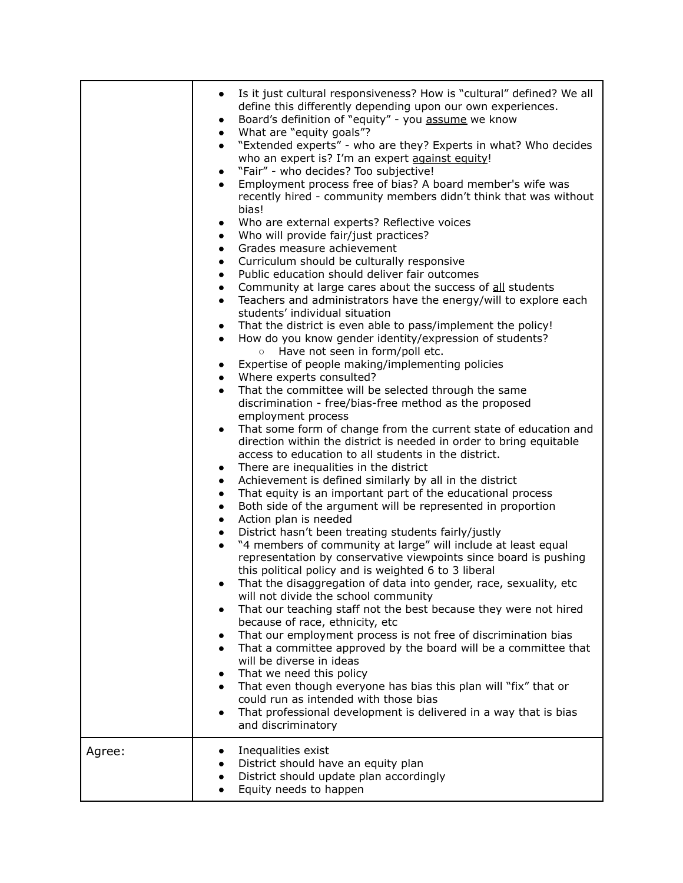| | |
|---|---|
| | • Is it just cultural responsiveness? How is "cultural" defined? We all define this differently depending upon our own experiences.<br>• Board's definition of "equity" - you <u>assume</u> we know<br>• What are "equity goals"?<br>• "Extended experts" - who are they? Experts in what? Who decides who an expert is? I'm an expert <u>against equity</u>!<br>• "Fair" - who decides? Too subjective!<br>• Employment process free of bias? A board member's wife was recently hired - community members didn't think that was without bias!<br>• Who are external experts? Reflective voices<br>• Who will provide fair/just practices?<br>• Grades measure achievement<br>• Curriculum should be culturally responsive<br>• Public education should deliver fair outcomes<br>• Community at large cares about the success of <u>all</u> students<br>• Teachers and administrators have the energy/will to explore each students' individual situation<br>• That the district is even able to pass/implement the policy!<br>• How do you know gender identity/expression of students?<br>&nbsp;&nbsp;&nbsp;&nbsp;○ Have not seen in form/poll etc.<br>• Expertise of people making/implementing policies<br>• Where experts consulted?<br>• That the committee will be selected through the same discrimination - free/bias-free method as the proposed employment process<br>• That some form of change from the current state of education and direction within the district is needed in order to bring equitable access to education to all students in the district.<br>• There are inequalities in the district<br>• Achievement is defined similarly by all in the district<br>• That equity is an important part of the educational process<br>• Both side of the argument will be represented in proportion<br>• Action plan is needed<br>• District hasn't been treating students fairly/justly<br>• "4 members of community at large" will include at least equal representation by conservative viewpoints since board is pushing this political policy and is weighted 6 to 3 liberal<br>• That the disaggregation of data into gender, race, sexuality, etc will not divide the school community<br>• That our teaching staff not the best because they were not hired because of race, ethnicity, etc<br>• That our employment process is not free of discrimination bias<br>• That a committee approved by the board will be a committee that will be diverse in ideas<br>• That we need this policy<br>• That even though everyone has bias this plan will "fix" that or could run as intended with those bias<br>• That professional development is delivered in a way that is bias and discriminatory |
| Agree: | • Inequalities exist<br>• District should have an equity plan<br>• District should update plan accordingly<br>• Equity needs to happen |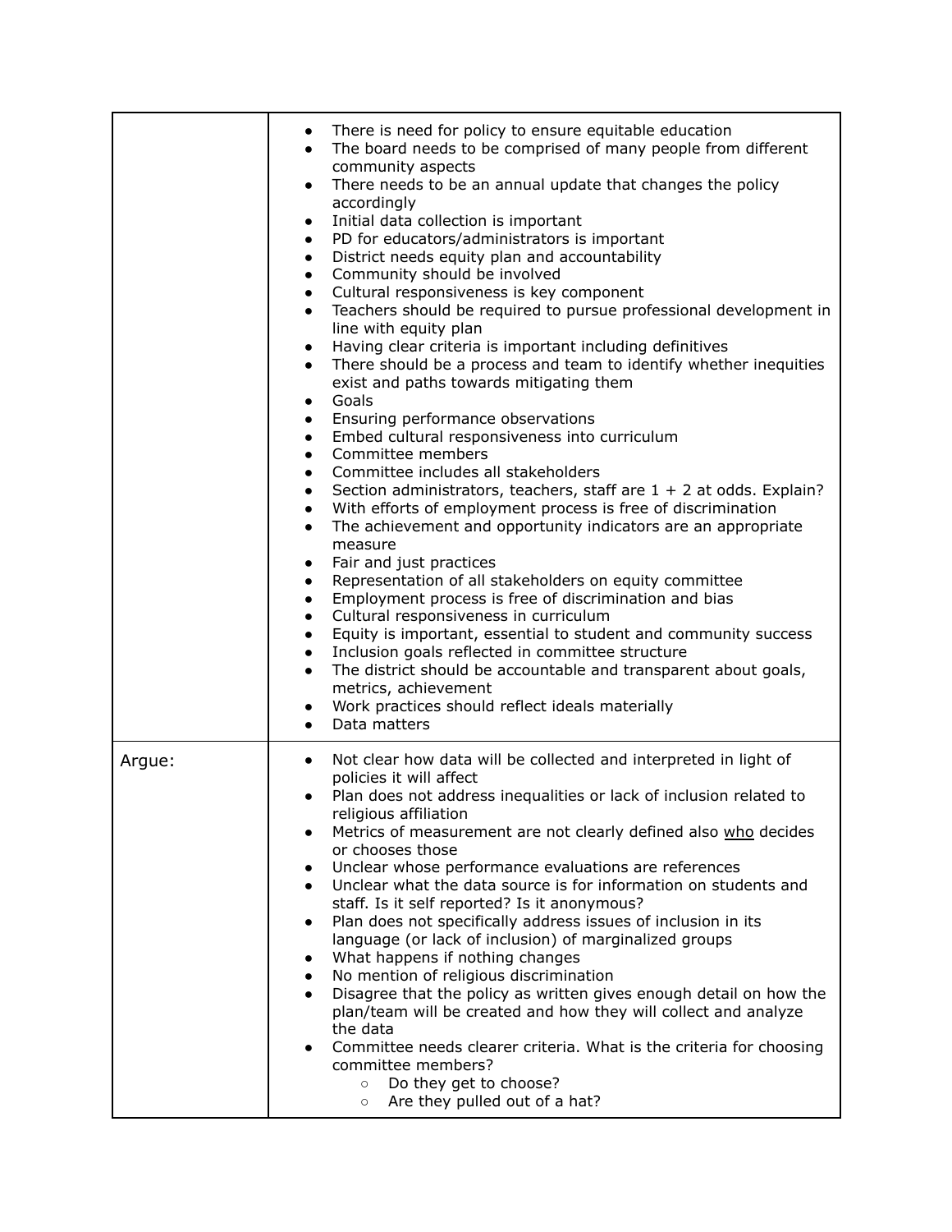| | |
|---|---|
| | • There is need for policy to ensure equitable education<br>• The board needs to be comprised of many people from different community aspects<br>• There needs to be an annual update that changes the policy accordingly<br>• Initial data collection is important<br>• PD for educators/administrators is important<br>• District needs equity plan and accountability<br>• Community should be involved<br>• Cultural responsiveness is key component<br>• Teachers should be required to pursue professional development in line with equity plan<br>• Having clear criteria is important including definitives<br>• There should be a process and team to identify whether inequities exist and paths towards mitigating them<br>• Goals<br>• Ensuring performance observations<br>• Embed cultural responsiveness into curriculum<br>• Committee members<br>• Committee includes all stakeholders<br>• Section administrators, teachers, staff are 1 + 2 at odds. Explain?<br>• With efforts of employment process is free of discrimination<br>• The achievement and opportunity indicators are an appropriate measure<br>• Fair and just practices<br>• Representation of all stakeholders on equity committee<br>• Employment process is free of discrimination and bias<br>• Cultural responsiveness in curriculum<br>• Equity is important, essential to student and community success<br>• Inclusion goals reflected in committee structure<br>• The district should be accountable and transparent about goals, metrics, achievement<br>• Work practices should reflect ideals materially<br>• Data matters |
| Argue: | • Not clear how data will be collected and interpreted in light of policies it will affect<br>• Plan does not address inequalities or lack of inclusion related to religious affiliation<br>• Metrics of measurement are not clearly defined also <u>who</u> decides or chooses those<br>• Unclear whose performance evaluations are references<br>• Unclear what the data source is for information on students and staff. Is it self reported? Is it anonymous?<br>• Plan does not specifically address issues of inclusion in its language (or lack of inclusion) of marginalized groups<br>• What happens if nothing changes<br>• No mention of religious discrimination<br>• Disagree that the policy as written gives enough detail on how the plan/team will be created and how they will collect and analyze the data<br>• Committee needs clearer criteria. What is the criteria for choosing committee members?<br>&nbsp;&nbsp;&nbsp;&nbsp;○ Do they get to choose?<br>&nbsp;&nbsp;&nbsp;&nbsp;○ Are they pulled out of a hat? |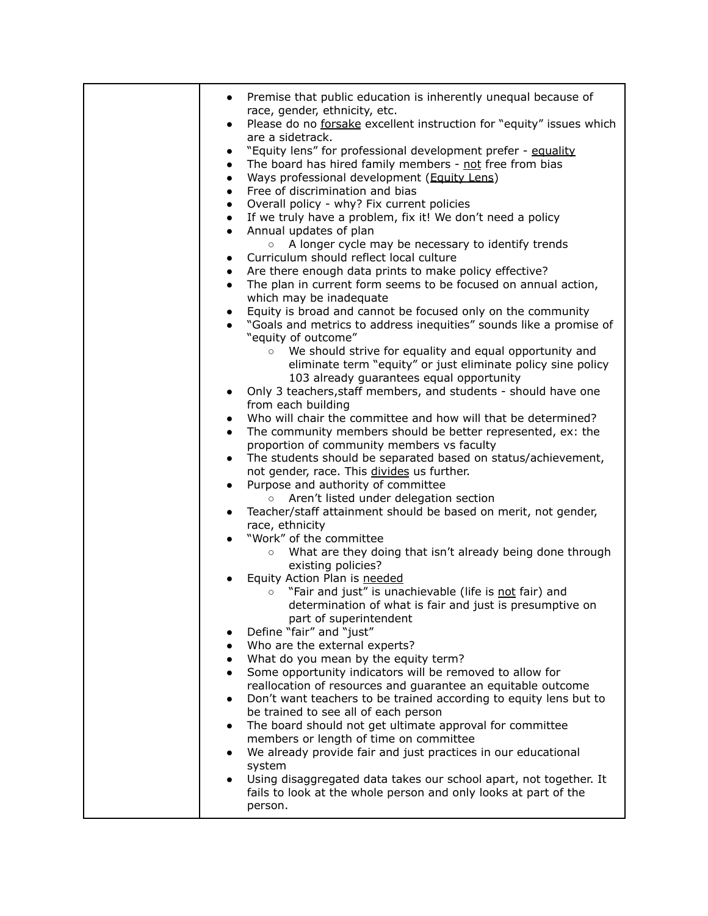| | |
|---|---|
| | <ul><li>Premise that public education is inherently unequal because of race, gender, ethnicity, etc.</li><li>Please do no <u>forsake</u> excellent instruction for "equity" issues which are a sidetrack.</li><li>"Equity lens" for professional development prefer - <u>equality</u></li><li>The board has hired family members - <u>not</u> free from bias</li><li>Ways professional development (<u>Equity Lens</u>)</li><li>Free of discrimination and bias</li><li>Overall policy - why? Fix current policies</li><li>If we truly have a problem, fix it! We don't need a policy</li><li>Annual updates of plan<ul><li>A longer cycle may be necessary to identify trends</li></ul></li><li>Curriculum should reflect local culture</li><li>Are there enough data prints to make policy effective?</li><li>The plan in current form seems to be focused on annual action, which may be inadequate</li><li>Equity is broad and cannot be focused only on the community</li><li>"Goals and metrics to address inequities" sounds like a promise of "equity of outcome"<ul><li>We should strive for equality and equal opportunity and eliminate term "equity" or just eliminate policy sine policy 103 already guarantees equal opportunity</li></ul></li><li>Only 3 teachers,staff members, and students - should have one from each building</li><li>Who will chair the committee and how will that be determined?</li><li>The community members should be better represented, ex: the proportion of community members vs faculty</li><li>The students should be separated based on status/achievement, not gender, race. This <u>divides</u> us further.</li><li>Purpose and authority of committee<ul><li>Aren't listed under delegation section</li></ul></li><li>Teacher/staff attainment should be based on merit, not gender, race, ethnicity</li><li>"Work" of the committee<ul><li>What are they doing that isn't already being done through existing policies?</li></ul></li><li>Equity Action Plan is <u>needed</u><ul><li>"Fair and just" is unachievable (life is <u>not</u> fair) and determination of what is fair and just is presumptive on part of superintendent</li></ul></li><li>Define "fair" and "just"</li><li>Who are the external experts?</li><li>What do you mean by the equity term?</li><li>Some opportunity indicators will be removed to allow for reallocation of resources and guarantee an equitable outcome</li><li>Don't want teachers to be trained according to equity lens but to be trained to see all of each person</li><li>The board should not get ultimate approval for committee members or length of time on committee</li><li>We already provide fair and just practices in our educational system</li><li>Using disaggregated data takes our school apart, not together. It fails to look at the whole person and only looks at part of the person.</li></ul> |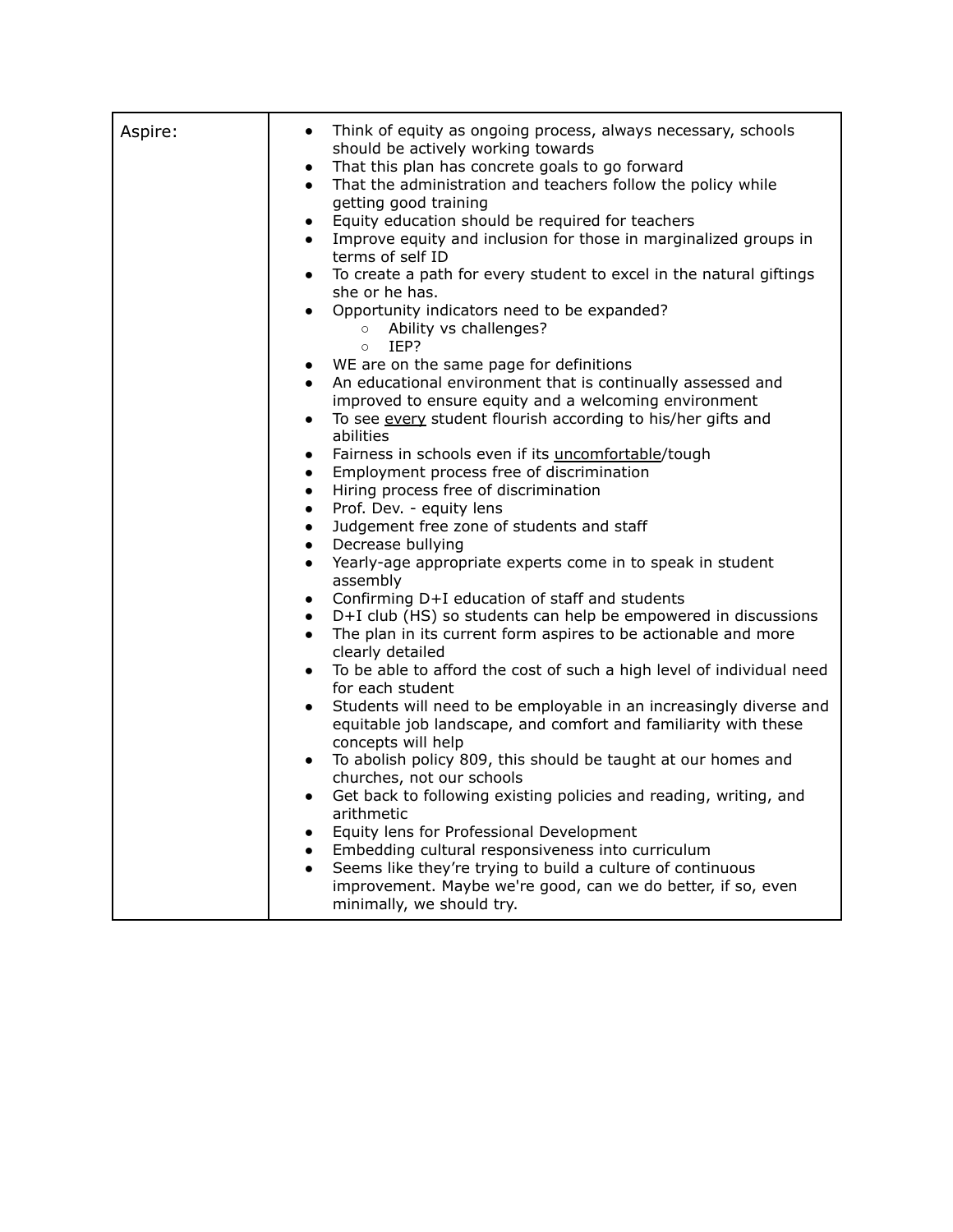| Aspire: | <ul><li>Think of equity as ongoing process, always necessary, schools should be actively working towards</li><li>That this plan has concrete goals to go forward</li><li>That the administration and teachers follow the policy while getting good training</li><li>Equity education should be required for teachers</li><li>Improve equity and inclusion for those in marginalized groups in terms of self ID</li><li>To create a path for every student to excel in the natural giftings she or he has.</li><li>Opportunity indicators need to be expanded?<ul><li>Ability vs challenges?</li><li>IEP?</li></ul></li><li>WE are on the same page for definitions</li><li>An educational environment that is continually assessed and improved to ensure equity and a welcoming environment</li><li>To see <u>every</u> student flourish according to his/her gifts and abilities</li><li>Fairness in schools even if its <u>uncomfortable</u>/tough</li><li>Employment process free of discrimination</li><li>Hiring process free of discrimination</li><li>Prof. Dev. - equity lens</li><li>Judgement free zone of students and staff</li><li>Decrease bullying</li><li>Yearly-age appropriate experts come in to speak in student assembly</li><li>Confirming D+I education of staff and students</li><li>D+I club (HS) so students can help be empowered in discussions</li><li>The plan in its current form aspires to be actionable and more clearly detailed</li><li>To be able to afford the cost of such a high level of individual need for each student</li><li>Students will need to be employable in an increasingly diverse and equitable job landscape, and comfort and familiarity with these concepts will help</li><li>To abolish policy 809, this should be taught at our homes and churches, not our schools</li><li>Get back to following existing policies and reading, writing, and arithmetic</li><li>Equity lens for Professional Development</li><li>Embedding cultural responsiveness into curriculum</li><li>Seems like they're trying to build a culture of continuous improvement. Maybe we're good, can we do better, if so, even minimally, we should try.</li></ul> |
|---|---|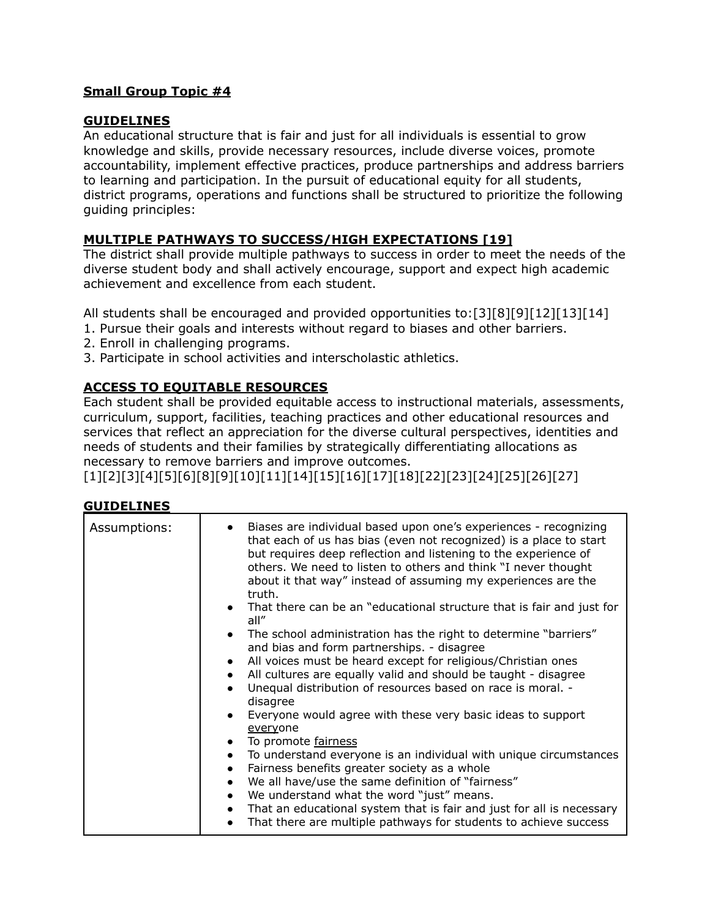**Small Group Topic #4**

**GUIDELINES**

An educational structure that is fair and just for all individuals is essential to grow knowledge and skills, provide necessary resources, include diverse voices, promote accountability, implement effective practices, produce partnerships and address barriers to learning and participation. In the pursuit of educational equity for all students, district programs, operations and functions shall be structured to prioritize the following guiding principles:

**MULTIPLE PATHWAYS TO SUCCESS/HIGH EXPECTATIONS [19]**

The district shall provide multiple pathways to success in order to meet the needs of the diverse student body and shall actively encourage, support and expect high academic achievement and excellence from each student.

All students shall be encouraged and provided opportunities to:[3][8][9][12][13][14]

1. Pursue their goals and interests without regard to biases and other barriers.
2. Enroll in challenging programs.
3. Participate in school activities and interscholastic athletics.

**ACCESS TO EQUITABLE RESOURCES**

Each student shall be provided equitable access to instructional materials, assessments, curriculum, support, facilities, teaching practices and other educational resources and services that reflect an appreciation for the diverse cultural perspectives, identities and needs of students and their families by strategically differentiating allocations as necessary to remove barriers and improve outcomes.
[1][2][3][4][5][6][8][9][10][11][14][15][16][17][18][22][23][24][25][26][27]

**GUIDELINES**

| Assumptions: | <ul><li>Biases are individual based upon one's experiences - recognizing that each of us has bias (even not recognized) is a place to start but requires deep reflection and listening to the experience of others. We need to listen to others and think "I never thought about it that way" instead of assuming my experiences are the truth.</li><li>That there can be an "educational structure that is fair and just for all"</li><li>The school administration has the right to determine "barriers" and bias and form partnerships. - disagree</li><li>All voices must be heard except for religious/Christian ones</li><li>All cultures are equally valid and should be taught - disagree</li><li>Unequal distribution of resources based on race is moral. - disagree</li><li>Everyone would agree with these very basic ideas to support everyone</li><li>To promote fairness</li><li>To understand everyone is an individual with unique circumstances</li><li>Fairness benefits greater society as a whole</li><li>We all have/use the same definition of "fairness"</li><li>We understand what the word "just" means.</li><li>That an educational system that is fair and just for all is necessary</li><li>That there are multiple pathways for students to achieve success</li></ul> |
|---|---|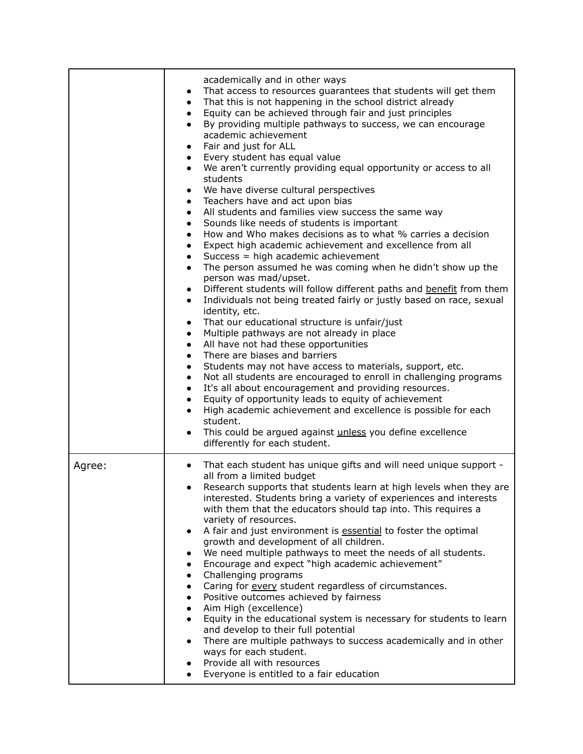| | |
|---|---|
| | academically and in other ways<br>• That access to resources guarantees that students will get them<br>• That this is not happening in the school district already<br>• Equity can be achieved through fair and just principles<br>• By providing multiple pathways to success, we can encourage academic achievement<br>• Fair and just for ALL<br>• Every student has equal value<br>• We aren't currently providing equal opportunity or access to all students<br>• We have diverse cultural perspectives<br>• Teachers have and act upon bias<br>• All students and families view success the same way<br>• Sounds like needs of students is important<br>• How and Who makes decisions as to what % carries a decision<br>• Expect high academic achievement and excellence from all<br>• Success = high academic achievement<br>• The person assumed he was coming when he didn't show up the person was mad/upset.<br>• Different students will follow different paths and <u>benefit</u> from them<br>• Individuals not being treated fairly or justly based on race, sexual identity, etc.<br>• That our educational structure is unfair/just<br>• Multiple pathways are not already in place<br>• All have not had these opportunities<br>• There are biases and barriers<br>• Students may not have access to materials, support, etc.<br>• Not all students are encouraged to enroll in challenging programs<br>• It's all about encouragement and providing resources.<br>• Equity of opportunity leads to equity of achievement<br>• High academic achievement and excellence is possible for each student.<br>• This could be argued against <u>unless</u> you define excellence differently for each student. |
| Agree: | • That each student has unique gifts and will need unique support - all from a limited budget<br>• Research supports that students learn at high levels when they are interested. Students bring a variety of experiences and interests with them that the educators should tap into. This requires a variety of resources.<br>• A fair and just environment is <u>essential</u> to foster the optimal growth and development of all children.<br>• We need multiple pathways to meet the needs of all students.<br>• Encourage and expect "high academic achievement"<br>• Challenging programs<br>• Caring for <u>every</u> student regardless of circumstances.<br>• Positive outcomes achieved by fairness<br>• Aim High (excellence)<br>• Equity in the educational system is necessary for students to learn and develop to their full potential<br>• There are multiple pathways to success academically and in other ways for each student.<br>• Provide all with resources<br>• Everyone is entitled to a fair education |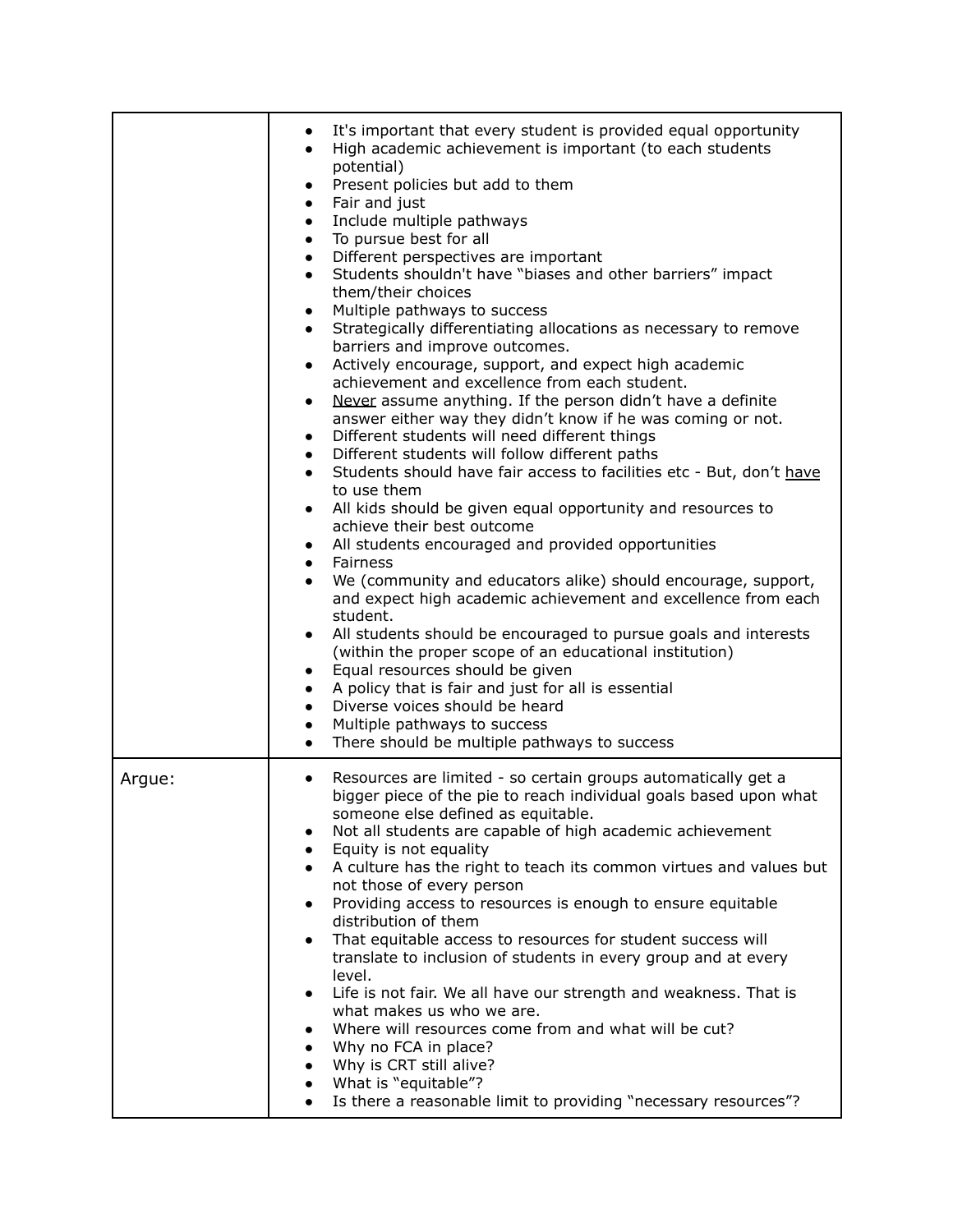| | |
|---|---|
| | • It's important that every student is provided equal opportunity<br>• High academic achievement is important (to each students potential)<br>• Present policies but add to them<br>• Fair and just<br>• Include multiple pathways<br>• To pursue best for all<br>• Different perspectives are important<br>• Students shouldn't have "biases and other barriers" impact them/their choices<br>• Multiple pathways to success<br>• Strategically differentiating allocations as necessary to remove barriers and improve outcomes.<br>• Actively encourage, support, and expect high academic achievement and excellence from each student.<br>• <u>Never</u> assume anything. If the person didn't have a definite answer either way they didn't know if he was coming or not.<br>• Different students will need different things<br>• Different students will follow different paths<br>• Students should have fair access to facilities etc - But, don't <u>have</u> to use them<br>• All kids should be given equal opportunity and resources to achieve their best outcome<br>• All students encouraged and provided opportunities<br>• Fairness<br>• We (community and educators alike) should encourage, support, and expect high academic achievement and excellence from each student.<br>• All students should be encouraged to pursue goals and interests (within the proper scope of an educational institution)<br>• Equal resources should be given<br>• A policy that is fair and just for all is essential<br>• Diverse voices should be heard<br>• Multiple pathways to success<br>• There should be multiple pathways to success |
| Argue: | • Resources are limited - so certain groups automatically get a bigger piece of the pie to reach individual goals based upon what someone else defined as equitable.<br>• Not all students are capable of high academic achievement<br>• Equity is not equality<br>• A culture has the right to teach its common virtues and values but not those of every person<br>• Providing access to resources is enough to ensure equitable distribution of them<br>• That equitable access to resources for student success will translate to inclusion of students in every group and at every level.<br>• Life is not fair. We all have our strength and weakness. That is what makes us who we are.<br>• Where will resources come from and what will be cut?<br>• Why no FCA in place?<br>• Why is CRT still alive?<br>• What is "equitable"?<br>• Is there a reasonable limit to providing "necessary resources"? |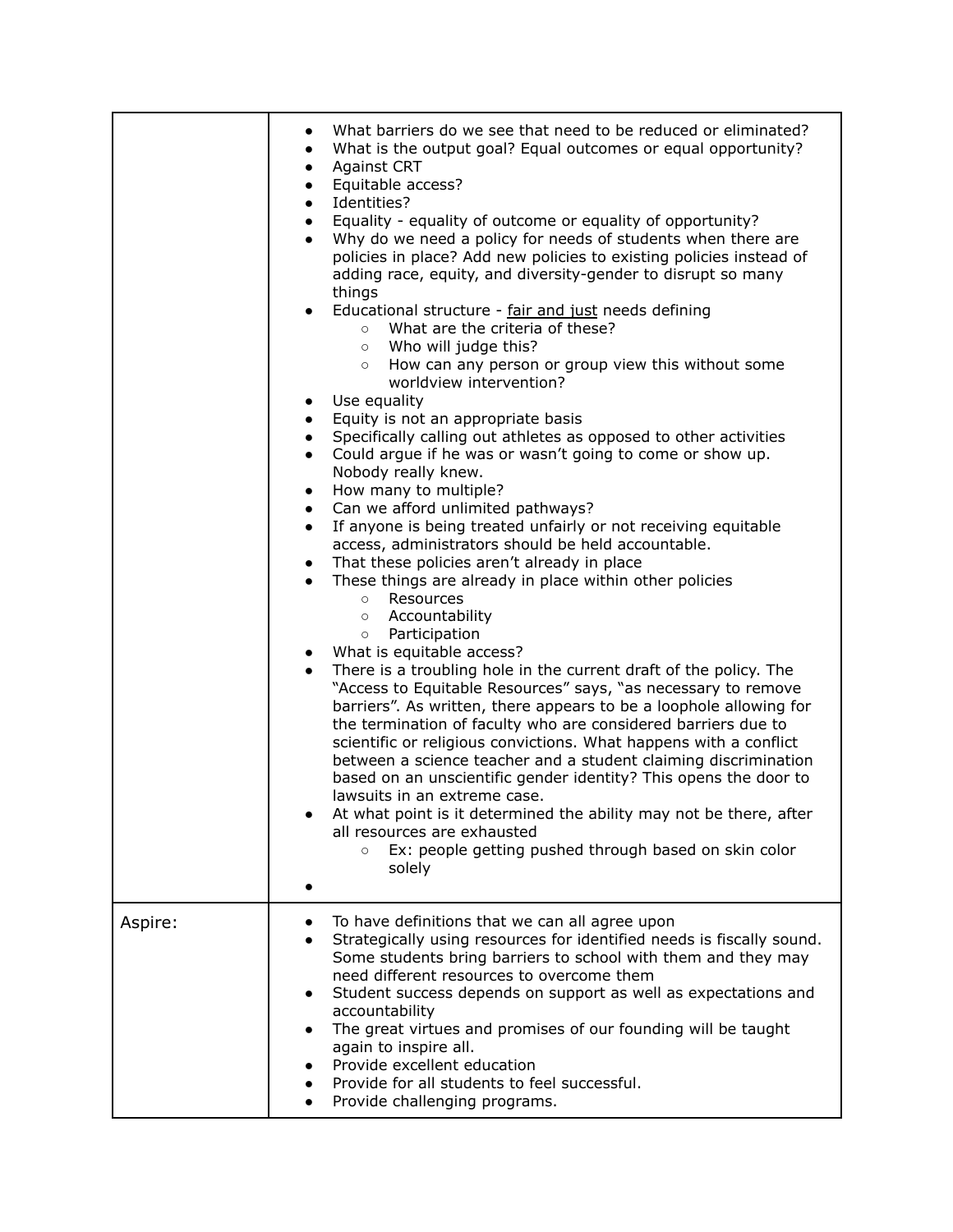| | |
|---|---|
| | • What barriers do we see that need to be reduced or eliminated?<br>• What is the output goal? Equal outcomes or equal opportunity?<br>• Against CRT<br>• Equitable access?<br>• Identities?<br>• Equality - equality of outcome or equality of opportunity?<br>• Why do we need a policy for needs of students when there are policies in place? Add new policies to existing policies instead of adding race, equity, and diversity-gender to disrupt so many things<br>• Educational structure - <u>fair and just</u> needs defining<br>&nbsp;&nbsp;&nbsp;&nbsp;○ What are the criteria of these?<br>&nbsp;&nbsp;&nbsp;&nbsp;○ Who will judge this?<br>&nbsp;&nbsp;&nbsp;&nbsp;○ How can any person or group view this without some worldview intervention?<br>• Use equality<br>• Equity is not an appropriate basis<br>• Specifically calling out athletes as opposed to other activities<br>• Could argue if he was or wasn't going to come or show up. Nobody really knew.<br>• How many to multiple?<br>• Can we afford unlimited pathways?<br>• If anyone is being treated unfairly or not receiving equitable access, administrators should be held accountable.<br>• That these policies aren't already in place<br>• These things are already in place within other policies<br>&nbsp;&nbsp;&nbsp;&nbsp;○ Resources<br>&nbsp;&nbsp;&nbsp;&nbsp;○ Accountability<br>&nbsp;&nbsp;&nbsp;&nbsp;○ Participation<br>• What is equitable access?<br>• There is a troubling hole in the current draft of the policy. The "Access to Equitable Resources" says, "as necessary to remove barriers". As written, there appears to be a loophole allowing for the termination of faculty who are considered barriers due to scientific or religious convictions. What happens with a conflict between a science teacher and a student claiming discrimination based on an unscientific gender identity? This opens the door to lawsuits in an extreme case.<br>• At what point is it determined the ability may not be there, after all resources are exhausted<br>&nbsp;&nbsp;&nbsp;&nbsp;○ Ex: people getting pushed through based on skin color solely<br>• |
| Aspire: | • To have definitions that we can all agree upon<br>• Strategically using resources for identified needs is fiscally sound. Some students bring barriers to school with them and they may need different resources to overcome them<br>• Student success depends on support as well as expectations and accountability<br>• The great virtues and promises of our founding will be taught again to inspire all.<br>• Provide excellent education<br>• Provide for all students to feel successful.<br>• Provide challenging programs. |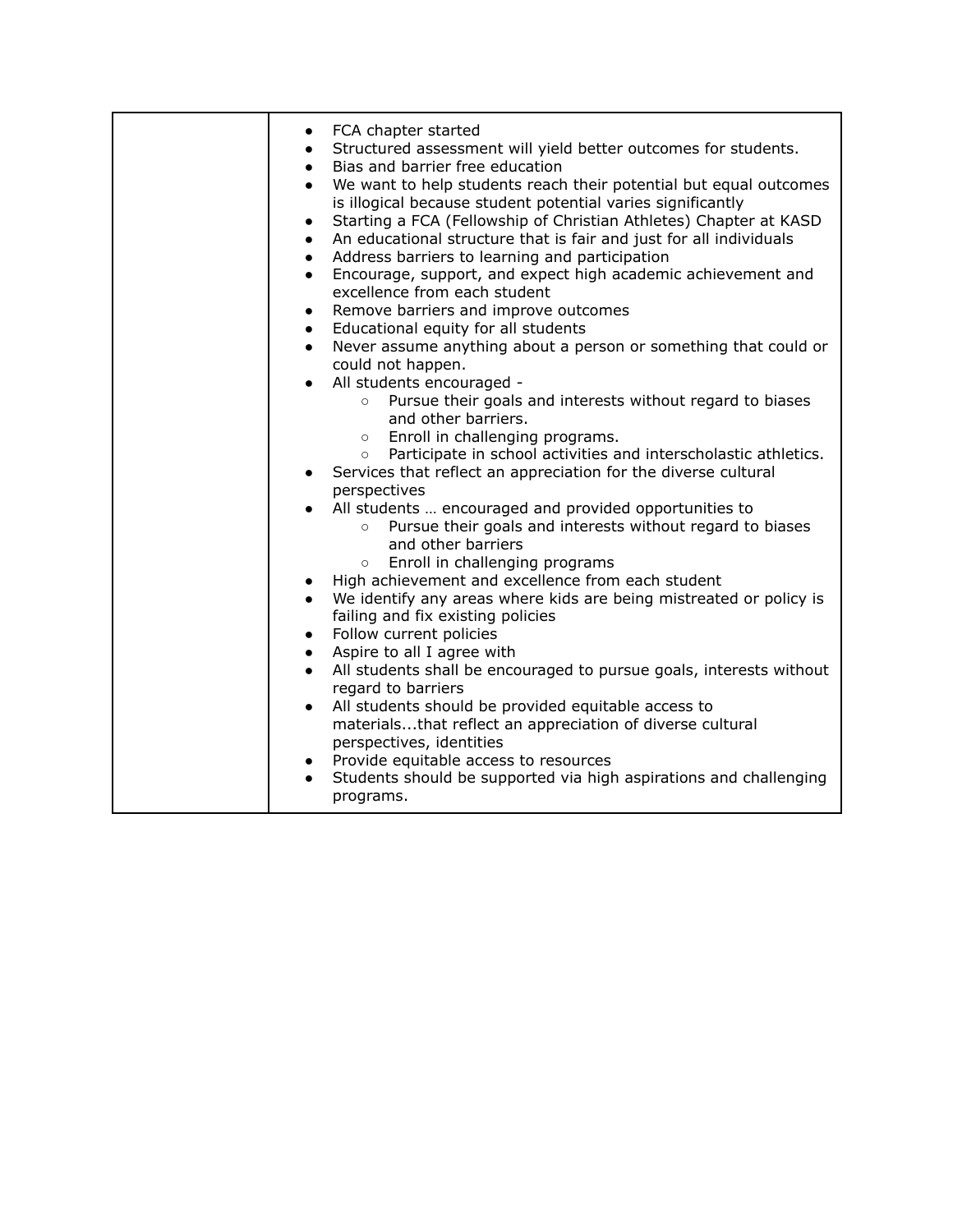| | |
|---|---|
| | • FCA chapter started<br>• Structured assessment will yield better outcomes for students.<br>• Bias and barrier free education<br>• We want to help students reach their potential but equal outcomes is illogical because student potential varies significantly<br>• Starting a FCA (Fellowship of Christian Athletes) Chapter at KASD<br>• An educational structure that is fair and just for all individuals<br>• Address barriers to learning and participation<br>• Encourage, support, and expect high academic achievement and excellence from each student<br>• Remove barriers and improve outcomes<br>• Educational equity for all students<br>• Never assume anything about a person or something that could or could not happen.<br>• All students encouraged -<br>&nbsp;&nbsp;&nbsp;&nbsp;○ Pursue their goals and interests without regard to biases and other barriers.<br>&nbsp;&nbsp;&nbsp;&nbsp;○ Enroll in challenging programs.<br>&nbsp;&nbsp;&nbsp;&nbsp;○ Participate in school activities and interscholastic athletics.<br>• Services that reflect an appreciation for the diverse cultural perspectives<br>• All students … encouraged and provided opportunities to<br>&nbsp;&nbsp;&nbsp;&nbsp;○ Pursue their goals and interests without regard to biases and other barriers<br>&nbsp;&nbsp;&nbsp;&nbsp;○ Enroll in challenging programs<br>• High achievement and excellence from each student<br>• We identify any areas where kids are being mistreated or policy is failing and fix existing policies<br>• Follow current policies<br>• Aspire to all I agree with<br>• All students shall be encouraged to pursue goals, interests without regard to barriers<br>• All students should be provided equitable access to materials...that reflect an appreciation of diverse cultural perspectives, identities<br>• Provide equitable access to resources<br>• Students should be supported via high aspirations and challenging programs. |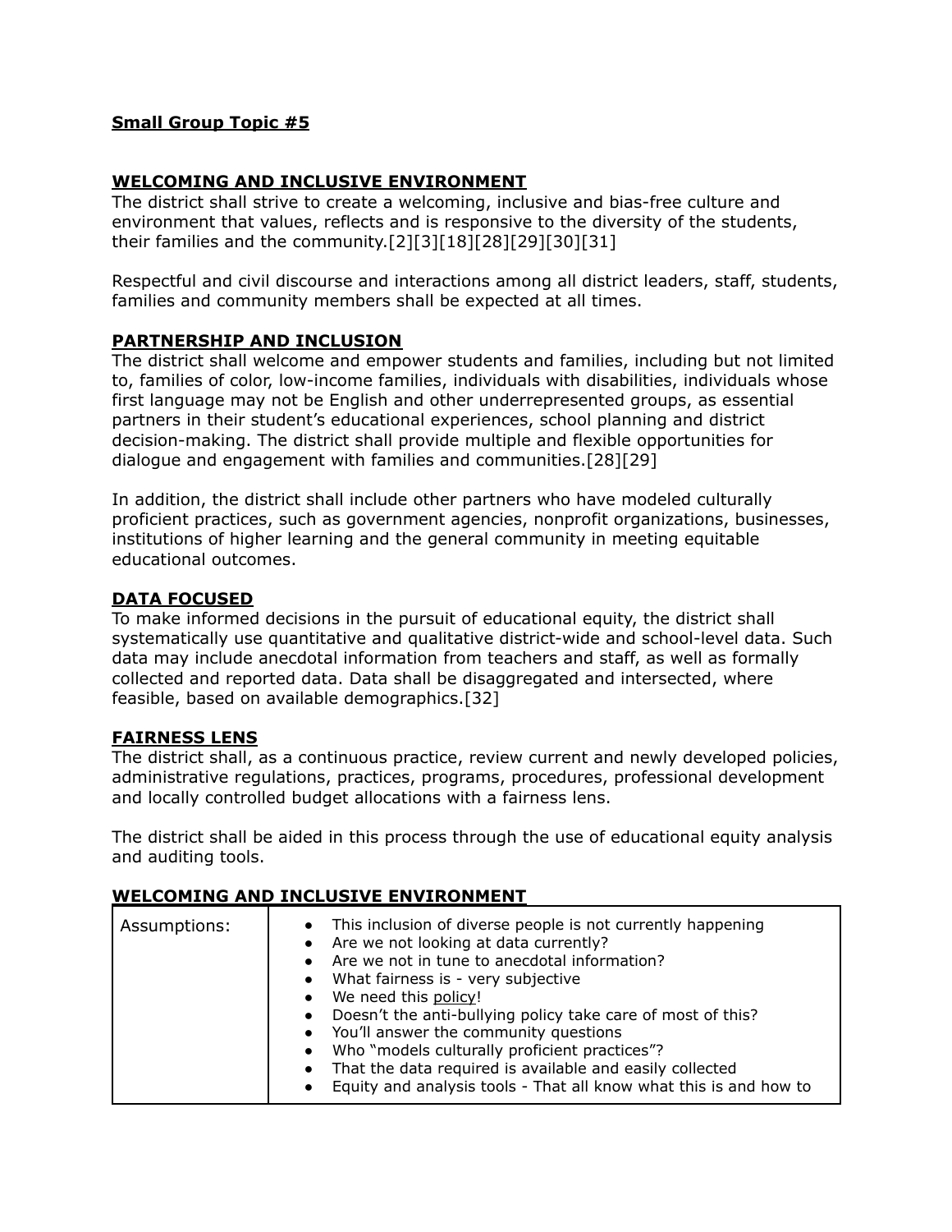**Small Group Topic #5**

**WELCOMING AND INCLUSIVE ENVIRONMENT**

The district shall strive to create a welcoming, inclusive and bias-free culture and environment that values, reflects and is responsive to the diversity of the students, their families and the community.[2][3][18][28][29][30][31]

Respectful and civil discourse and interactions among all district leaders, staff, students, families and community members shall be expected at all times.

**PARTNERSHIP AND INCLUSION**

The district shall welcome and empower students and families, including but not limited to, families of color, low-income families, individuals with disabilities, individuals whose first language may not be English and other underrepresented groups, as essential partners in their student's educational experiences, school planning and district decision-making. The district shall provide multiple and flexible opportunities for dialogue and engagement with families and communities.[28][29]

In addition, the district shall include other partners who have modeled culturally proficient practices, such as government agencies, nonprofit organizations, businesses, institutions of higher learning and the general community in meeting equitable educational outcomes.

**DATA FOCUSED**

To make informed decisions in the pursuit of educational equity, the district shall systematically use quantitative and qualitative district-wide and school-level data. Such data may include anecdotal information from teachers and staff, as well as formally collected and reported data. Data shall be disaggregated and intersected, where feasible, based on available demographics.[32]

**FAIRNESS LENS**

The district shall, as a continuous practice, review current and newly developed policies, administrative regulations, practices, programs, procedures, professional development and locally controlled budget allocations with a fairness lens.

The district shall be aided in this process through the use of educational equity analysis and auditing tools.

**WELCOMING AND INCLUSIVE ENVIRONMENT**

| Assumptions: | • This inclusion of diverse people is not currently happening<br>• Are we not looking at data currently?<br>• Are we not in tune to anecdotal information?<br>• What fairness is - very subjective<br>• We need this policy!<br>• Doesn't the anti-bullying policy take care of most of this?<br>• You'll answer the community questions<br>• Who "models culturally proficient practices"?<br>• That the data required is available and easily collected<br>• Equity and analysis tools - That all know what this is and how to |
|---|---|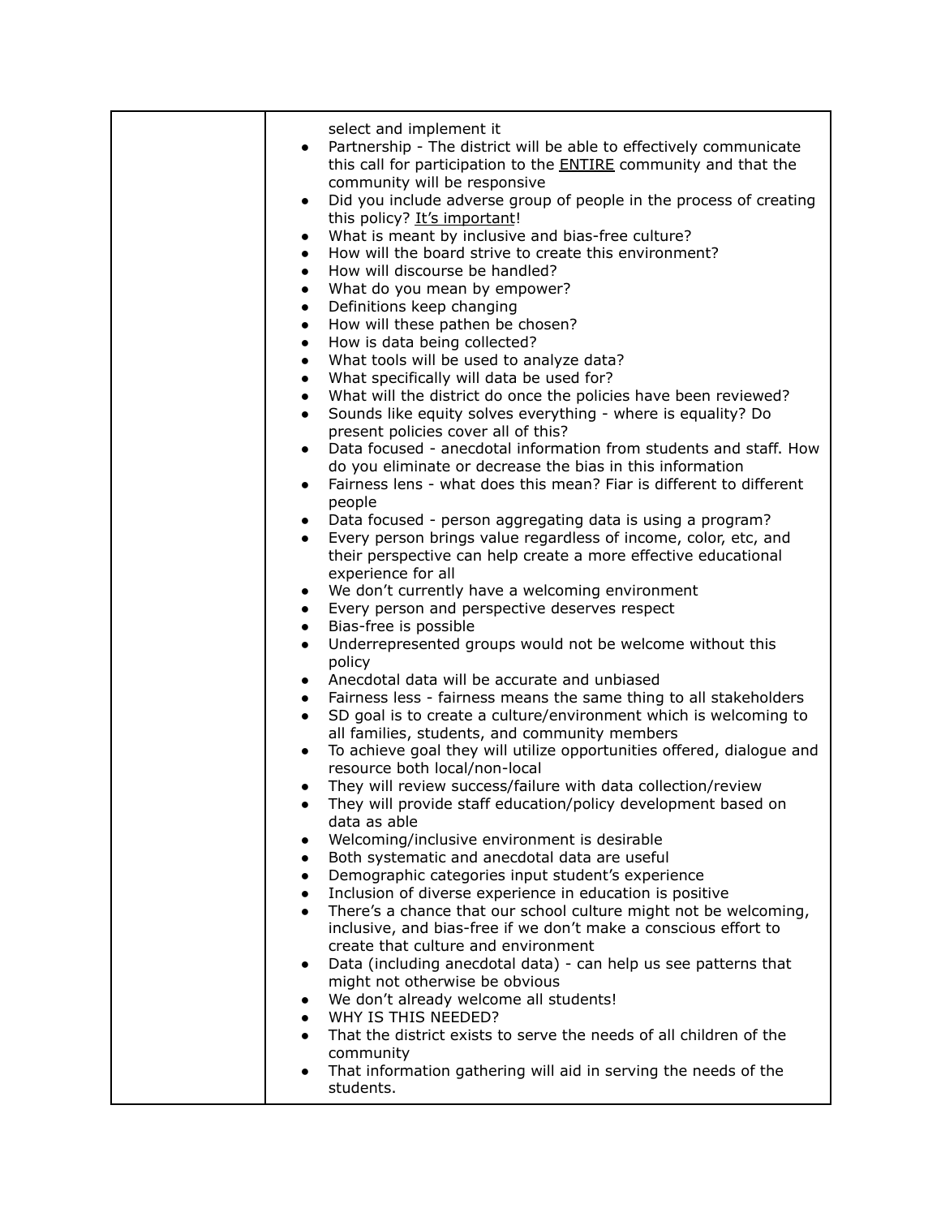| | select and implement it<br>• Partnership - The district will be able to effectively communicate this call for participation to the <u>ENTIRE</u> community and that the community will be responsive<br>• Did you include adverse group of people in the process of creating this policy? <u>It's important</u>!<br>• What is meant by inclusive and bias-free culture?<br>• How will the board strive to create this environment?<br>• How will discourse be handled?<br>• What do you mean by empower?<br>• Definitions keep changing<br>• How will these pathen be chosen?<br>• How is data being collected?<br>• What tools will be used to analyze data?<br>• What specifically will data be used for?<br>• What will the district do once the policies have been reviewed?<br>• Sounds like equity solves everything - where is equality? Do present policies cover all of this?<br>• Data focused - anecdotal information from students and staff. How do you eliminate or decrease the bias in this information<br>• Fairness lens - what does this mean? Fiar is different to different people<br>• Data focused - person aggregating data is using a program?<br>• Every person brings value regardless of income, color, etc, and their perspective can help create a more effective educational experience for all<br>• We don't currently have a welcoming environment<br>• Every person and perspective deserves respect<br>• Bias-free is possible<br>• Underrepresented groups would not be welcome without this policy<br>• Anecdotal data will be accurate and unbiased<br>• Fairness less - fairness means the same thing to all stakeholders<br>• SD goal is to create a culture/environment which is welcoming to all families, students, and community members<br>• To achieve goal they will utilize opportunities offered, dialogue and resource both local/non-local<br>• They will review success/failure with data collection/review<br>• They will provide staff education/policy development based on data as able<br>• Welcoming/inclusive environment is desirable<br>• Both systematic and anecdotal data are useful<br>• Demographic categories input student's experience<br>• Inclusion of diverse experience in education is positive<br>• There's a chance that our school culture might not be welcoming, inclusive, and bias-free if we don't make a conscious effort to create that culture and environment<br>• Data (including anecdotal data) - can help us see patterns that might not otherwise be obvious<br>• We don't already welcome all students!<br>• WHY IS THIS NEEDED?<br>• That the district exists to serve the needs of all children of the community<br>• That information gathering will aid in serving the needs of the students. |
|---|---|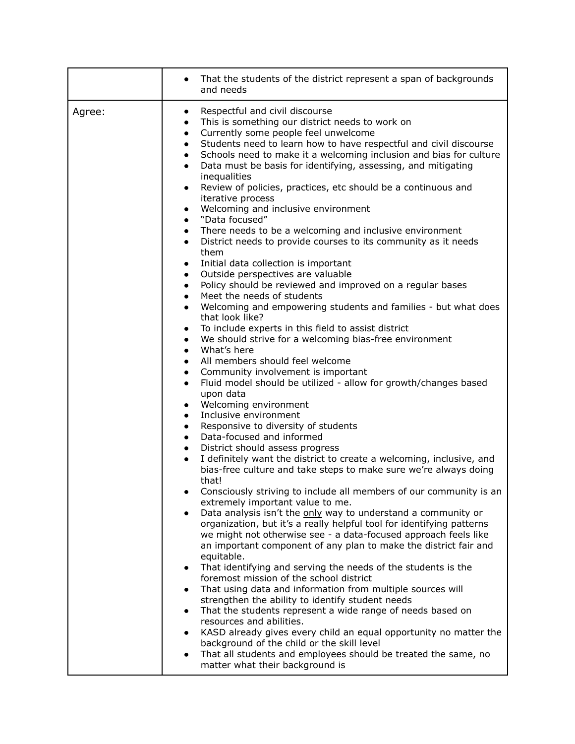| | |
|---|---|
| | • That the students of the district represent a span of backgrounds and needs |
| Agree: | • Respectful and civil discourse<br>• This is something our district needs to work on<br>• Currently some people feel unwelcome<br>• Students need to learn how to have respectful and civil discourse<br>• Schools need to make it a welcoming inclusion and bias for culture<br>• Data must be basis for identifying, assessing, and mitigating inequalities<br>• Review of policies, practices, etc should be a continuous and iterative process<br>• Welcoming and inclusive environment<br>• "Data focused"<br>• There needs to be a welcoming and inclusive environment<br>• District needs to provide courses to its community as it needs them<br>• Initial data collection is important<br>• Outside perspectives are valuable<br>• Policy should be reviewed and improved on a regular bases<br>• Meet the needs of students<br>• Welcoming and empowering students and families - but what does that look like?<br>• To include experts in this field to assist district<br>• We should strive for a welcoming bias-free environment<br>• What's here<br>• All members should feel welcome<br>• Community involvement is important<br>• Fluid model should be utilized - allow for growth/changes based upon data<br>• Welcoming environment<br>• Inclusive environment<br>• Responsive to diversity of students<br>• Data-focused and informed<br>• District should assess progress<br>• I definitely want the district to create a welcoming, inclusive, and bias-free culture and take steps to make sure we're always doing that!<br>• Consciously striving to include all members of our community is an extremely important value to me.<br>• Data analysis isn't the <u>only</u> way to understand a community or organization, but it's a really helpful tool for identifying patterns we might not otherwise see - a data-focused approach feels like an important component of any plan to make the district fair and equitable.<br>• That identifying and serving the needs of the students is the foremost mission of the school district<br>• That using data and information from multiple sources will strengthen the ability to identify student needs<br>• That the students represent a wide range of needs based on resources and abilities.<br>• KASD already gives every child an equal opportunity no matter the background of the child or the skill level<br>• That all students and employees should be treated the same, no matter what their background is |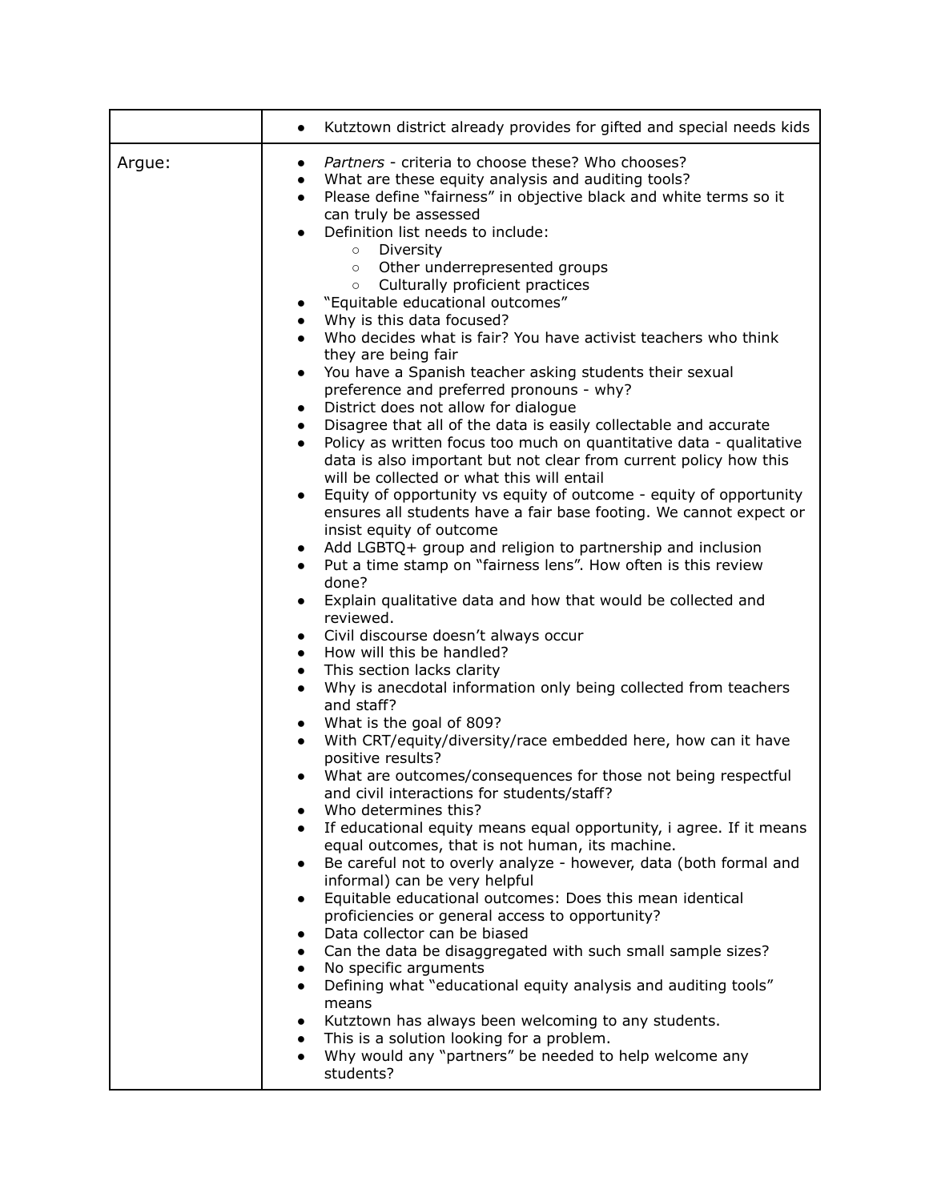| | |
|---|---|
| | <ul><li>Kutztown district already provides for gifted and special needs kids</li></ul> |
| Argue: | <ul><li>*Partners* - criteria to choose these? Who chooses?</li><li>What are these equity analysis and auditing tools?</li><li>Please define “fairness” in objective black and white terms so it can truly be assessed</li><li>Definition list needs to include:<ul><li>Diversity</li><li>Other underrepresented groups</li><li>Culturally proficient practices</li></ul></li><li>“Equitable educational outcomes”</li><li>Why is this data focused?</li><li>Who decides what is fair? You have activist teachers who think they are being fair</li><li>You have a Spanish teacher asking students their sexual preference and preferred pronouns - why?</li><li>District does not allow for dialogue</li><li>Disagree that all of the data is easily collectable and accurate</li><li>Policy as written focus too much on quantitative data - qualitative data is also important but not clear from current policy how this will be collected or what this will entail</li><li>Equity of opportunity vs equity of outcome - equity of opportunity ensures all students have a fair base footing. We cannot expect or insist equity of outcome</li><li>Add LGBTQ+ group and religion to partnership and inclusion</li><li>Put a time stamp on “fairness lens”. How often is this review done?</li><li>Explain qualitative data and how that would be collected and reviewed.</li><li>Civil discourse doesn’t always occur</li><li>How will this be handled?</li><li>This section lacks clarity</li><li>Why is anecdotal information only being collected from teachers and staff?</li><li>What is the goal of 809?</li><li>With CRT/equity/diversity/race embedded here, how can it have positive results?</li><li>What are outcomes/consequences for those not being respectful and civil interactions for students/staff?</li><li>Who determines this?</li><li>If educational equity means equal opportunity, i agree. If it means equal outcomes, that is not human, its machine.</li><li>Be careful not to overly analyze - however, data (both formal and informal) can be very helpful</li><li>Equitable educational outcomes: Does this mean identical proficiencies or general access to opportunity?</li><li>Data collector can be biased</li><li>Can the data be disaggregated with such small sample sizes?</li><li>No specific arguments</li><li>Defining what “educational equity analysis and auditing tools” means</li><li>Kutztown has always been welcoming to any students.</li><li>This is a solution looking for a problem.</li><li>Why would any “partners” be needed to help welcome any students?</li></ul> |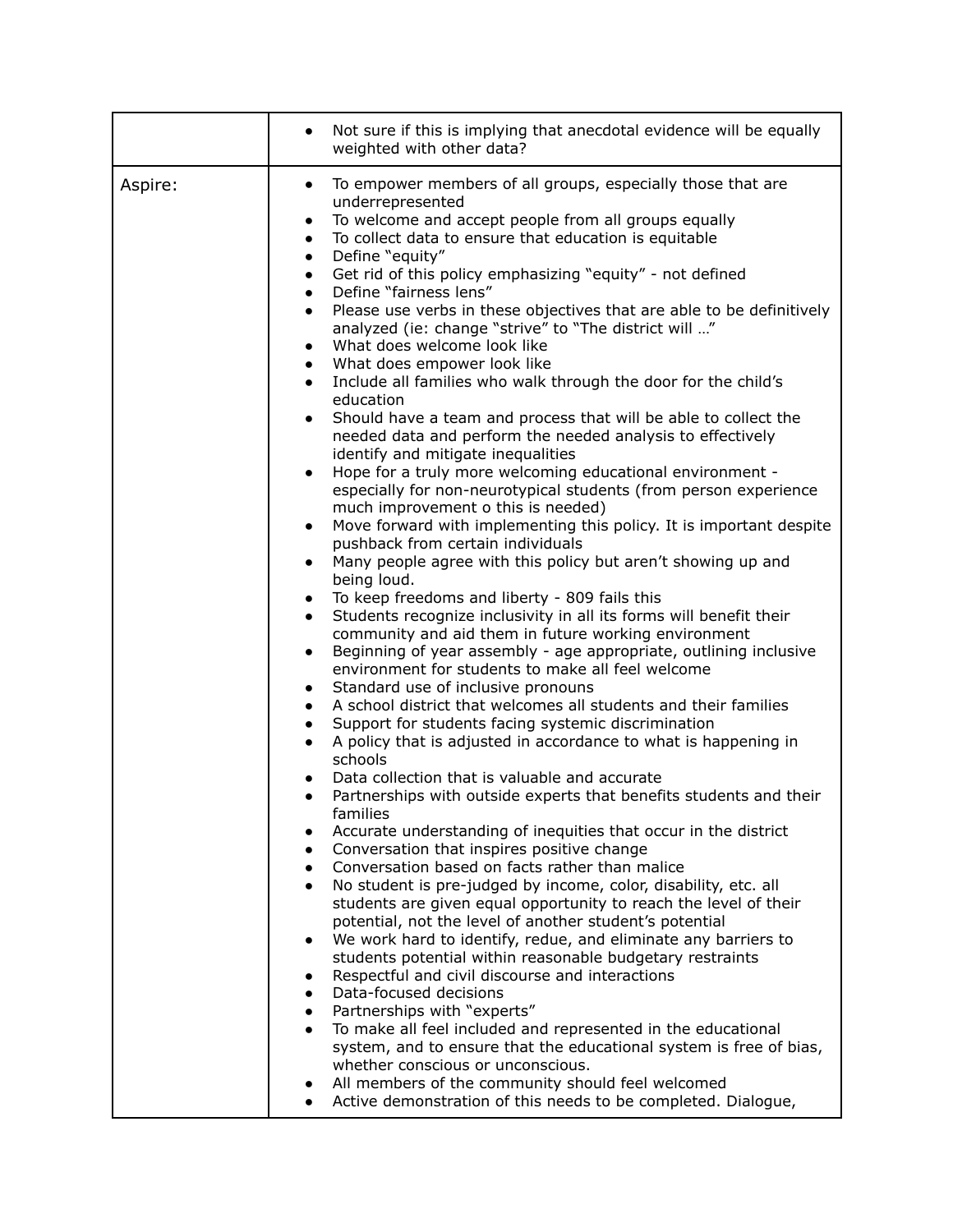| | |
|---|---|
| | • Not sure if this is implying that anecdotal evidence will be equally weighted with other data? |
| Aspire: | • To empower members of all groups, especially those that are underrepresented<br>• To welcome and accept people from all groups equally<br>• To collect data to ensure that education is equitable<br>• Define "equity"<br>• Get rid of this policy emphasizing "equity" - not defined<br>• Define "fairness lens"<br>• Please use verbs in these objectives that are able to be definitively analyzed (ie: change "strive" to "The district will …"<br>• What does welcome look like<br>• What does empower look like<br>• Include all families who walk through the door for the child's education<br>• Should have a team and process that will be able to collect the needed data and perform the needed analysis to effectively identify and mitigate inequalities<br>• Hope for a truly more welcoming educational environment - especially for non-neurotypical students (from person experience much improvement o this is needed)<br>• Move forward with implementing this policy. It is important despite pushback from certain individuals<br>• Many people agree with this policy but aren't showing up and being loud.<br>• To keep freedoms and liberty - 809 fails this<br>• Students recognize inclusivity in all its forms will benefit their community and aid them in future working environment<br>• Beginning of year assembly - age appropriate, outlining inclusive environment for students to make all feel welcome<br>• Standard use of inclusive pronouns<br>• A school district that welcomes all students and their families<br>• Support for students facing systemic discrimination<br>• A policy that is adjusted in accordance to what is happening in schools<br>• Data collection that is valuable and accurate<br>• Partnerships with outside experts that benefits students and their families<br>• Accurate understanding of inequities that occur in the district<br>• Conversation that inspires positive change<br>• Conversation based on facts rather than malice<br>• No student is pre-judged by income, color, disability, etc. all students are given equal opportunity to reach the level of their potential, not the level of another student's potential<br>• We work hard to identify, redue, and eliminate any barriers to students potential within reasonable budgetary restraints<br>• Respectful and civil discourse and interactions<br>• Data-focused decisions<br>• Partnerships with "experts"<br>• To make all feel included and represented in the educational system, and to ensure that the educational system is free of bias, whether conscious or unconscious.<br>• All members of the community should feel welcomed<br>• Active demonstration of this needs to be completed. Dialogue, |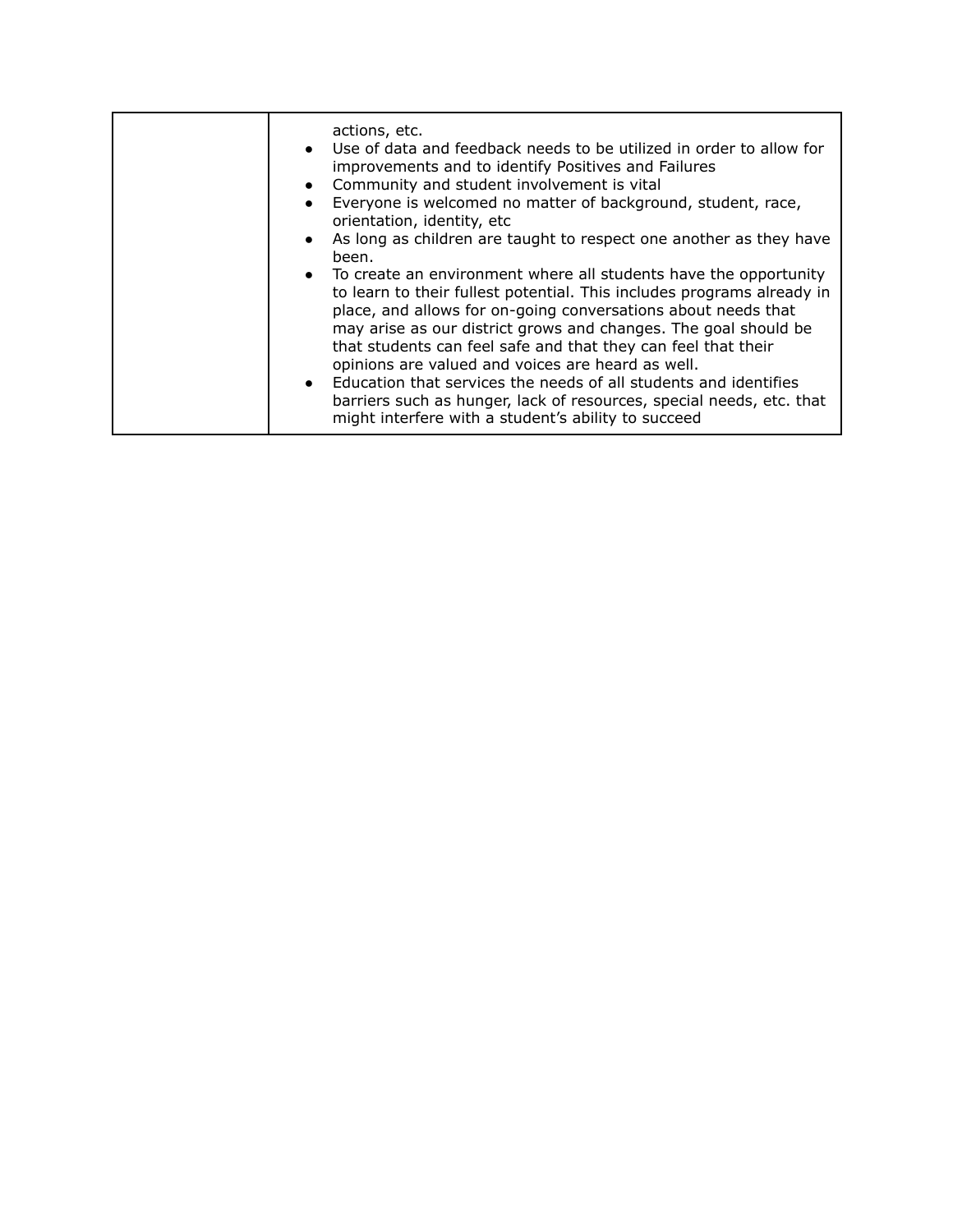| | |
|---|---|
| | actions, etc.<br>• Use of data and feedback needs to be utilized in order to allow for improvements and to identify Positives and Failures<br>• Community and student involvement is vital<br>• Everyone is welcomed no matter of background, student, race, orientation, identity, etc<br>• As long as children are taught to respect one another as they have been.<br>• To create an environment where all students have the opportunity to learn to their fullest potential. This includes programs already in place, and allows for on-going conversations about needs that may arise as our district grows and changes. The goal should be that students can feel safe and that they can feel that their opinions are valued and voices are heard as well.<br>• Education that services the needs of all students and identifies barriers such as hunger, lack of resources, special needs, etc. that might interfere with a student's ability to succeed |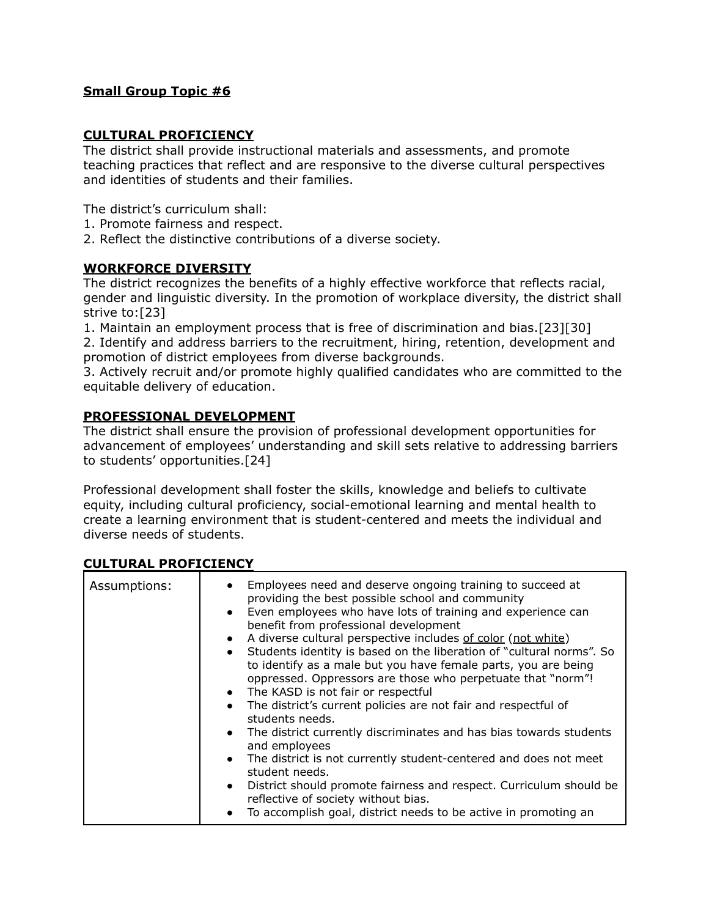**Small Group Topic #6**

**CULTURAL PROFICIENCY**

The district shall provide instructional materials and assessments, and promote teaching practices that reflect and are responsive to the diverse cultural perspectives and identities of students and their families.

The district's curriculum shall:
1. Promote fairness and respect.
2. Reflect the distinctive contributions of a diverse society.

**WORKFORCE DIVERSITY**

The district recognizes the benefits of a highly effective workforce that reflects racial, gender and linguistic diversity. In the promotion of workplace diversity, the district shall strive to:[23]
1. Maintain an employment process that is free of discrimination and bias.[23][30]
2. Identify and address barriers to the recruitment, hiring, retention, development and promotion of district employees from diverse backgrounds.
3. Actively recruit and/or promote highly qualified candidates who are committed to the equitable delivery of education.

**PROFESSIONAL DEVELOPMENT**

The district shall ensure the provision of professional development opportunities for advancement of employees' understanding and skill sets relative to addressing barriers to students' opportunities.[24]

Professional development shall foster the skills, knowledge and beliefs to cultivate equity, including cultural proficiency, social-emotional learning and mental health to create a learning environment that is student-centered and meets the individual and diverse needs of students.

**CULTURAL PROFICIENCY**

| | |
|---|---|
| Assumptions: | • Employees need and deserve ongoing training to succeed at providing the best possible school and community<br>• Even employees who have lots of training and experience can benefit from professional development<br>• A diverse cultural perspective includes <u>of color</u> (<u>not white</u>)<br>• Students identity is based on the liberation of "cultural norms". So to identify as a male but you have female parts, you are being oppressed. Oppressors are those who perpetuate that "norm"!<br>• The KASD is not fair or respectful<br>• The district's current policies are not fair and respectful of students needs.<br>• The district currently discriminates and has bias towards students and employees<br>• The district is not currently student-centered and does not meet student needs.<br>• District should promote fairness and respect. Curriculum should be reflective of society without bias.<br>• To accomplish goal, district needs to be active in promoting an |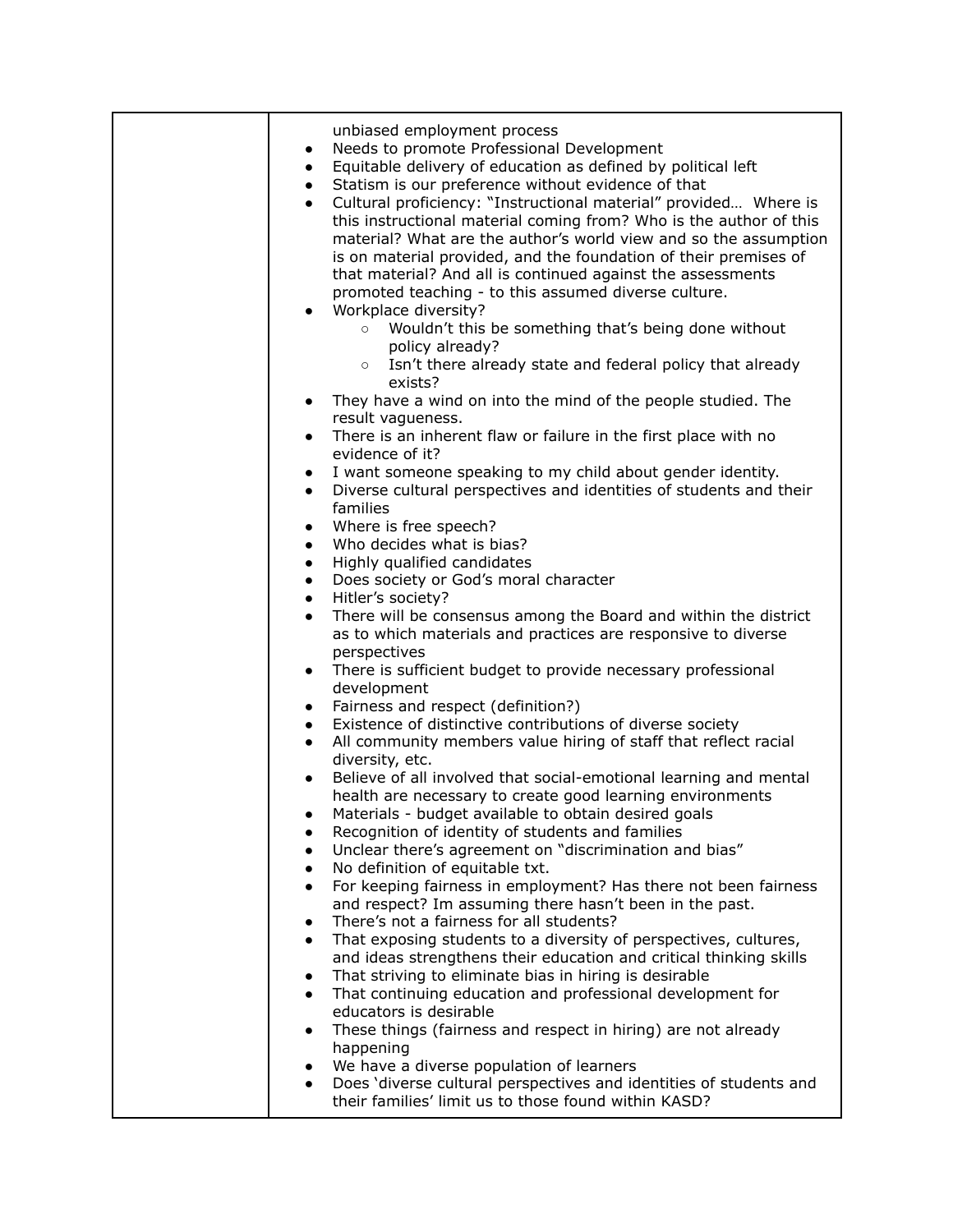| | unbiased employment process<br>• Needs to promote Professional Development<br>• Equitable delivery of education as defined by political left<br>• Statism is our preference without evidence of that<br>• Cultural proficiency: "Instructional material" provided… Where is this instructional material coming from? Who is the author of this material? What are the author's world view and so the assumption is on material provided, and the foundation of their premises of that material? And all is continued against the assessments promoted teaching - to this assumed diverse culture.<br>• Workplace diversity?<br>  ○ Wouldn't this be something that's being done without policy already?<br>  ○ Isn't there already state and federal policy that already exists?<br>• They have a wind on into the mind of the people studied. The result vagueness.<br>• There is an inherent flaw or failure in the first place with no evidence of it?<br>• I want someone speaking to my child about gender identity.<br>• Diverse cultural perspectives and identities of students and their families<br>• Where is free speech?<br>• Who decides what is bias?<br>• Highly qualified candidates<br>• Does society or God's moral character<br>• Hitler's society?<br>• There will be consensus among the Board and within the district as to which materials and practices are responsive to diverse perspectives<br>• There is sufficient budget to provide necessary professional development<br>• Fairness and respect (definition?)<br>• Existence of distinctive contributions of diverse society<br>• All community members value hiring of staff that reflect racial diversity, etc.<br>• Believe of all involved that social-emotional learning and mental health are necessary to create good learning environments<br>• Materials - budget available to obtain desired goals<br>• Recognition of identity of students and families<br>• Unclear there's agreement on "discrimination and bias"<br>• No definition of equitable txt.<br>• For keeping fairness in employment? Has there not been fairness and respect? Im assuming there hasn't been in the past.<br>• There's not a fairness for all students?<br>• That exposing students to a diversity of perspectives, cultures, and ideas strengthens their education and critical thinking skills<br>• That striving to eliminate bias in hiring is desirable<br>• That continuing education and professional development for educators is desirable<br>• These things (fairness and respect in hiring) are not already happening<br>• We have a diverse population of learners<br>• Does 'diverse cultural perspectives and identities of students and their families' limit us to those found within KASD? |
|---|---|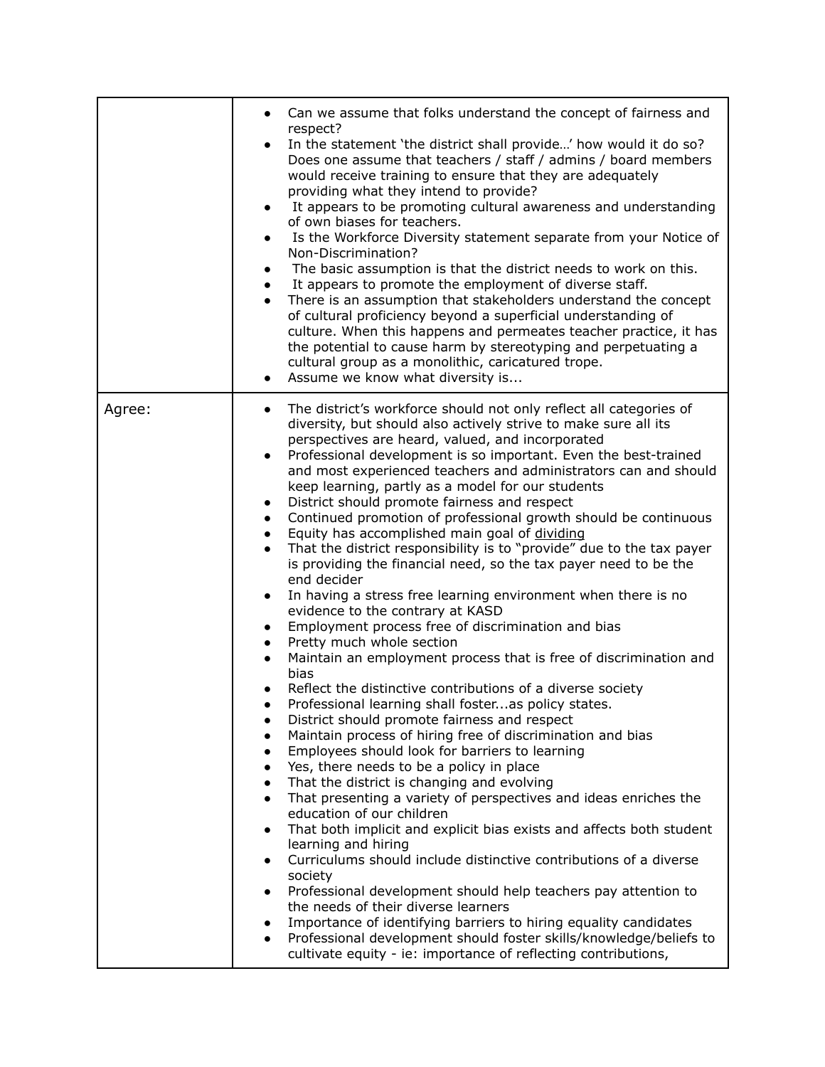| | |
|---|---|
| | • Can we assume that folks understand the concept of fairness and respect?<br>• In the statement 'the district shall provide…' how would it do so? Does one assume that teachers / staff / admins / board members would receive training to ensure that they are adequately providing what they intend to provide?<br>• It appears to be promoting cultural awareness and understanding of own biases for teachers.<br>• Is the Workforce Diversity statement separate from your Notice of Non-Discrimination?<br>• The basic assumption is that the district needs to work on this.<br>• It appears to promote the employment of diverse staff.<br>• There is an assumption that stakeholders understand the concept of cultural proficiency beyond a superficial understanding of culture. When this happens and permeates teacher practice, it has the potential to cause harm by stereotyping and perpetuating a cultural group as a monolithic, caricatured trope.<br>• Assume we know what diversity is... |
| Agree: | • The district's workforce should not only reflect all categories of diversity, but should also actively strive to make sure all its perspectives are heard, valued, and incorporated<br>• Professional development is so important. Even the best-trained and most experienced teachers and administrators can and should keep learning, partly as a model for our students<br>• District should promote fairness and respect<br>• Continued promotion of professional growth should be continuous<br>• Equity has accomplished main goal of <u>dividing</u><br>• That the district responsibility is to "provide" due to the tax payer is providing the financial need, so the tax payer need to be the end decider<br>• In having a stress free learning environment when there is no evidence to the contrary at KASD<br>• Employment process free of discrimination and bias<br>• Pretty much whole section<br>• Maintain an employment process that is free of discrimination and bias<br>• Reflect the distinctive contributions of a diverse society<br>• Professional learning shall foster...as policy states.<br>• District should promote fairness and respect<br>• Maintain process of hiring free of discrimination and bias<br>• Employees should look for barriers to learning<br>• Yes, there needs to be a policy in place<br>• That the district is changing and evolving<br>• That presenting a variety of perspectives and ideas enriches the education of our children<br>• That both implicit and explicit bias exists and affects both student learning and hiring<br>• Curriculums should include distinctive contributions of a diverse society<br>• Professional development should help teachers pay attention to the needs of their diverse learners<br>• Importance of identifying barriers to hiring equality candidates<br>• Professional development should foster skills/knowledge/beliefs to cultivate equity - ie: importance of reflecting contributions, |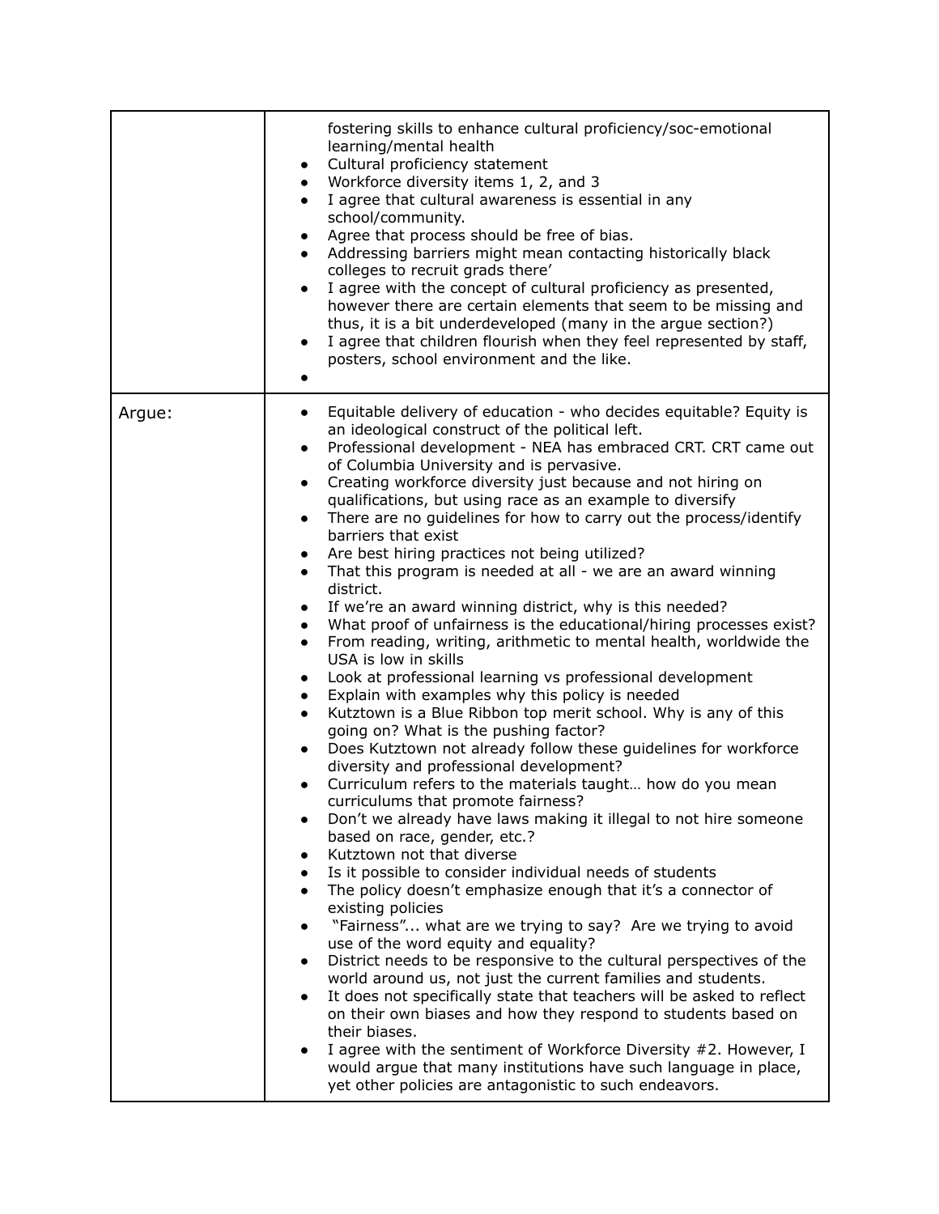| | |
|---|---|
| | fostering skills to enhance cultural proficiency/soc-emotional learning/mental health<br>• Cultural proficiency statement<br>• Workforce diversity items 1, 2, and 3<br>• I agree that cultural awareness is essential in any school/community.<br>• Agree that process should be free of bias.<br>• Addressing barriers might mean contacting historically black colleges to recruit grads there'<br>• I agree with the concept of cultural proficiency as presented, however there are certain elements that seem to be missing and thus, it is a bit underdeveloped (many in the argue section?)<br>• I agree that children flourish when they feel represented by staff, posters, school environment and the like.<br>• |
| Argue: | • Equitable delivery of education - who decides equitable? Equity is an ideological construct of the political left.<br>• Professional development - NEA has embraced CRT. CRT came out of Columbia University and is pervasive.<br>• Creating workforce diversity just because and not hiring on qualifications, but using race as an example to diversify<br>• There are no guidelines for how to carry out the process/identify barriers that exist<br>• Are best hiring practices not being utilized?<br>• That this program is needed at all - we are an award winning district.<br>• If we're an award winning district, why is this needed?<br>• What proof of unfairness is the educational/hiring processes exist?<br>• From reading, writing, arithmetic to mental health, worldwide the USA is low in skills<br>• Look at professional learning vs professional development<br>• Explain with examples why this policy is needed<br>• Kutztown is a Blue Ribbon top merit school. Why is any of this going on? What is the pushing factor?<br>• Does Kutztown not already follow these guidelines for workforce diversity and professional development?<br>• Curriculum refers to the materials taught… how do you mean curriculums that promote fairness?<br>• Don't we already have laws making it illegal to not hire someone based on race, gender, etc.?<br>• Kutztown not that diverse<br>• Is it possible to consider individual needs of students<br>• The policy doesn't emphasize enough that it's a connector of existing policies<br>• "Fairness"... what are we trying to say? Are we trying to avoid use of the word equity and equality?<br>• District needs to be responsive to the cultural perspectives of the world around us, not just the current families and students.<br>• It does not specifically state that teachers will be asked to reflect on their own biases and how they respond to students based on their biases.<br>• I agree with the sentiment of Workforce Diversity #2. However, I would argue that many institutions have such language in place, yet other policies are antagonistic to such endeavors. |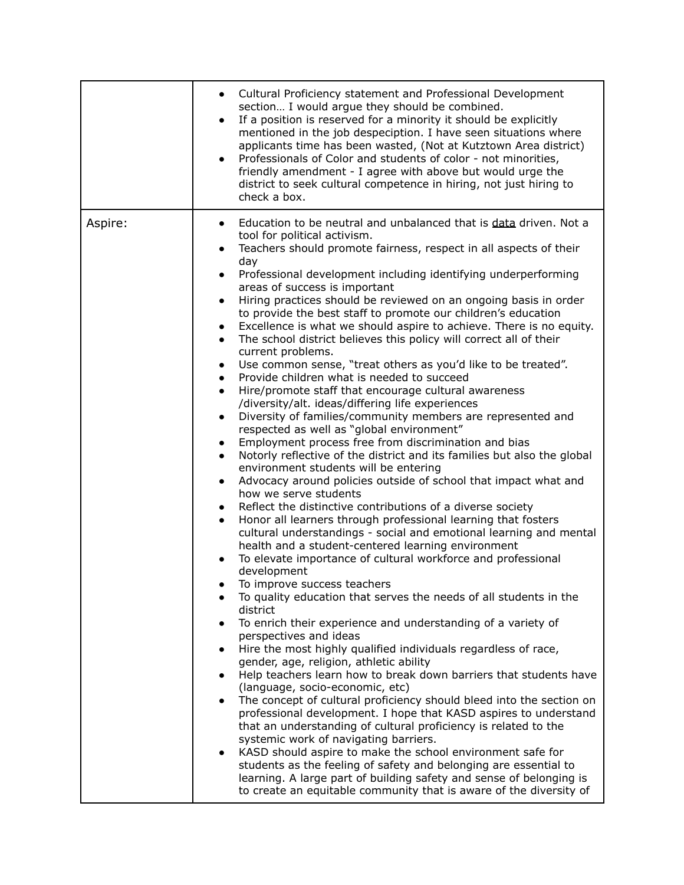| | |
|---|---|
| | • Cultural Proficiency statement and Professional Development section… I would argue they should be combined.<br>• If a position is reserved for a minority it should be explicitly mentioned in the job despeciption. I have seen situations where applicants time has been wasted, (Not at Kutztown Area district)<br>• Professionals of Color and students of color - not minorities, friendly amendment - I agree with above but would urge the district to seek cultural competence in hiring, not just hiring to check a box. |
| Aspire: | • Education to be neutral and unbalanced that is data driven. Not a tool for political activism.<br>• Teachers should promote fairness, respect in all aspects of their day<br>• Professional development including identifying underperforming areas of success is important<br>• Hiring practices should be reviewed on an ongoing basis in order to provide the best staff to promote our children's education<br>• Excellence is what we should aspire to achieve. There is no equity.<br>• The school district believes this policy will correct all of their current problems.<br>• Use common sense, "treat others as you'd like to be treated".<br>• Provide children what is needed to succeed<br>• Hire/promote staff that encourage cultural awareness /diversity/alt. ideas/differing life experiences<br>• Diversity of families/community members are represented and respected as well as "global environment"<br>• Employment process free from discrimination and bias<br>• Notorly reflective of the district and its families but also the global environment students will be entering<br>• Advocacy around policies outside of school that impact what and how we serve students<br>• Reflect the distinctive contributions of a diverse society<br>• Honor all learners through professional learning that fosters cultural understandings - social and emotional learning and mental health and a student-centered learning environment<br>• To elevate importance of cultural workforce and professional development<br>• To improve success teachers<br>• To quality education that serves the needs of all students in the district<br>• To enrich their experience and understanding of a variety of perspectives and ideas<br>• Hire the most highly qualified individuals regardless of race, gender, age, religion, athletic ability<br>• Help teachers learn how to break down barriers that students have (language, socio-economic, etc)<br>• The concept of cultural proficiency should bleed into the section on professional development. I hope that KASD aspires to understand that an understanding of cultural proficiency is related to the systemic work of navigating barriers.<br>• KASD should aspire to make the school environment safe for students as the feeling of safety and belonging are essential to learning. A large part of building safety and sense of belonging is to create an equitable community that is aware of the diversity of |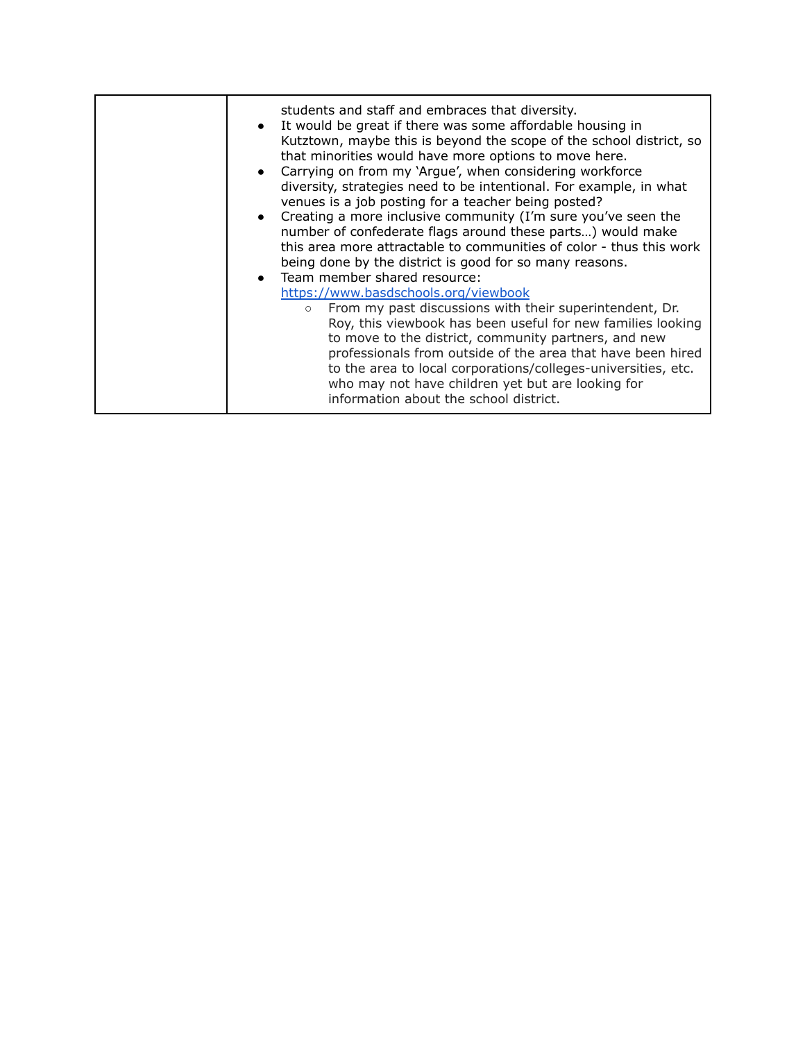| | |
|---|---|
| | students and staff and embraces that diversity.<br>• It would be great if there was some affordable housing in Kutztown, maybe this is beyond the scope of the school district, so that minorities would have more options to move here.<br>• Carrying on from my 'Argue', when considering workforce diversity, strategies need to be intentional. For example, in what venues is a job posting for a teacher being posted?<br>• Creating a more inclusive community (I'm sure you've seen the number of confederate flags around these parts…) would make this area more attractable to communities of color - thus this work being done by the district is good for so many reasons.<br>• Team member shared resource: [https://www.basdschools.org/viewbook](https://www.basdschools.org/viewbook)<br>&nbsp;&nbsp;&nbsp;&nbsp;○ From my past discussions with their superintendent, Dr. Roy, this viewbook has been useful for new families looking to move to the district, community partners, and new professionals from outside of the area that have been hired to the area to local corporations/colleges-universities, etc. who may not have children yet but are looking for information about the school district. |